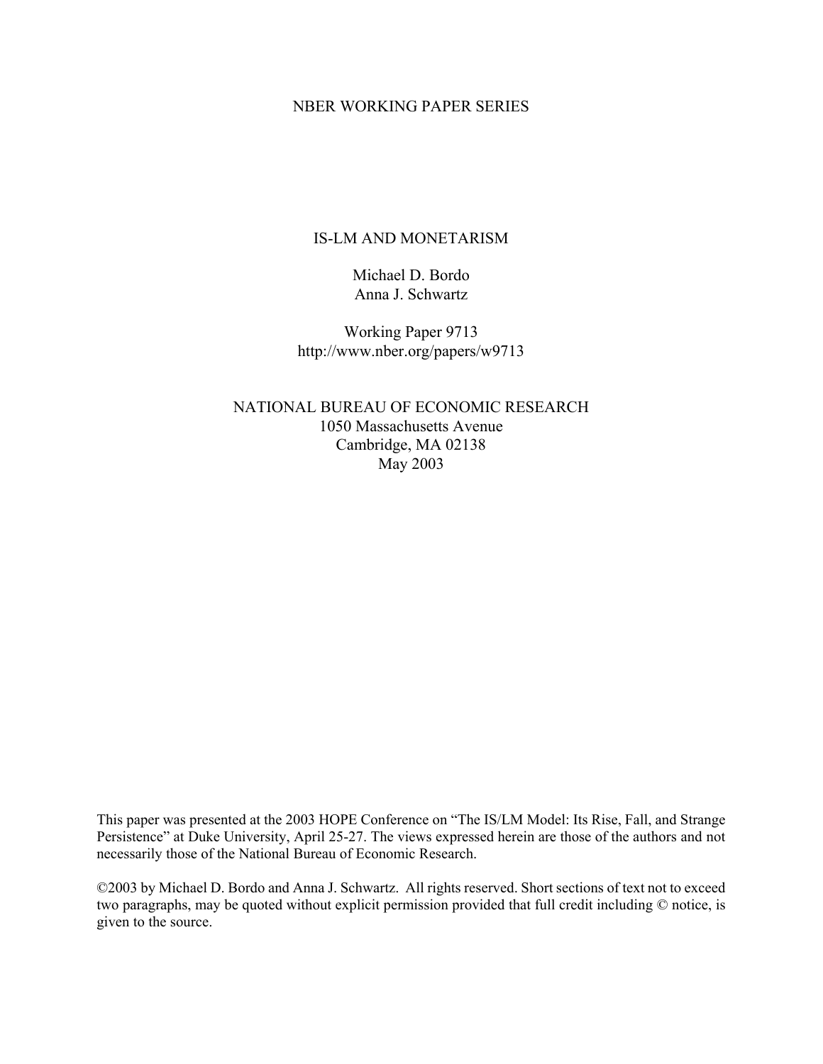NBER WORKING PAPER SERIES

# IS-LM AND MONETARISM

Michael D. Bordo
Anna J. Schwartz

Working Paper 9713
http://www.nber.org/papers/w9713

NATIONAL BUREAU OF ECONOMIC RESEARCH
1050 Massachusetts Avenue
Cambridge, MA 02138
May 2003

This paper was presented at the 2003 HOPE Conference on "The IS/LM Model: Its Rise, Fall, and Strange Persistence" at Duke University, April 25-27. The views expressed herein are those of the authors and not necessarily those of the National Bureau of Economic Research.

©2003 by Michael D. Bordo and Anna J. Schwartz. All rights reserved. Short sections of text not to exceed two paragraphs, may be quoted without explicit permission provided that full credit including © notice, is given to the source.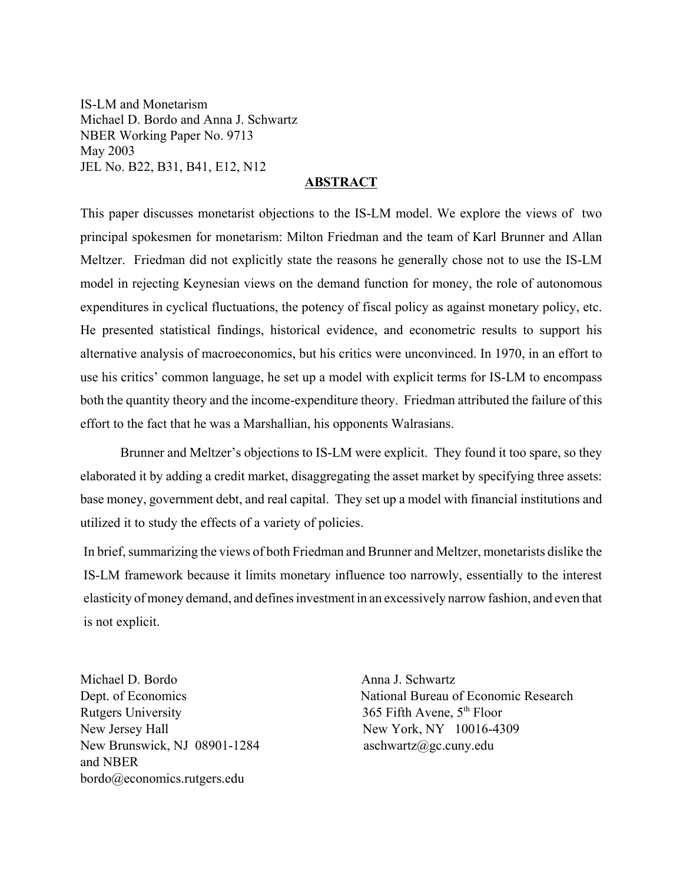IS-LM and Monetarism  
Michael D. Bordo and Anna J. Schwartz  
NBER Working Paper No. 9713  
May 2003  
JEL No. B22, B31, B41, E12, N12

## ABSTRACT

This paper discusses monetarist objections to the IS-LM model. We explore the views of two principal spokesmen for monetarism: Milton Friedman and the team of Karl Brunner and Allan Meltzer. Friedman did not explicitly state the reasons he generally chose not to use the IS-LM model in rejecting Keynesian views on the demand function for money, the role of autonomous expenditures in cyclical fluctuations, the potency of fiscal policy as against monetary policy, etc. He presented statistical findings, historical evidence, and econometric results to support his alternative analysis of macroeconomics, but his critics were unconvinced. In 1970, in an effort to use his critics' common language, he set up a model with explicit terms for IS-LM to encompass both the quantity theory and the income-expenditure theory. Friedman attributed the failure of this effort to the fact that he was a Marshallian, his opponents Walrasians.

Brunner and Meltzer's objections to IS-LM were explicit. They found it too spare, so they elaborated it by adding a credit market, disaggregating the asset market by specifying three assets: base money, government debt, and real capital. They set up a model with financial institutions and utilized it to study the effects of a variety of policies.

In brief, summarizing the views of both Friedman and Brunner and Meltzer, monetarists dislike the IS-LM framework because it limits monetary influence too narrowly, essentially to the interest elasticity of money demand, and defines investment in an excessively narrow fashion, and even that is not explicit.

Michael D. Bordo  
Dept. of Economics  
Rutgers University  
New Jersey Hall  
New Brunswick, NJ 08901-1284  
and NBER  
bordo@economics.rutgers.edu

Anna J. Schwartz  
National Bureau of Economic Research  
365 Fifth Avene, 5th Floor  
New York, NY 10016-4309  
aschwartz@gc.cuny.edu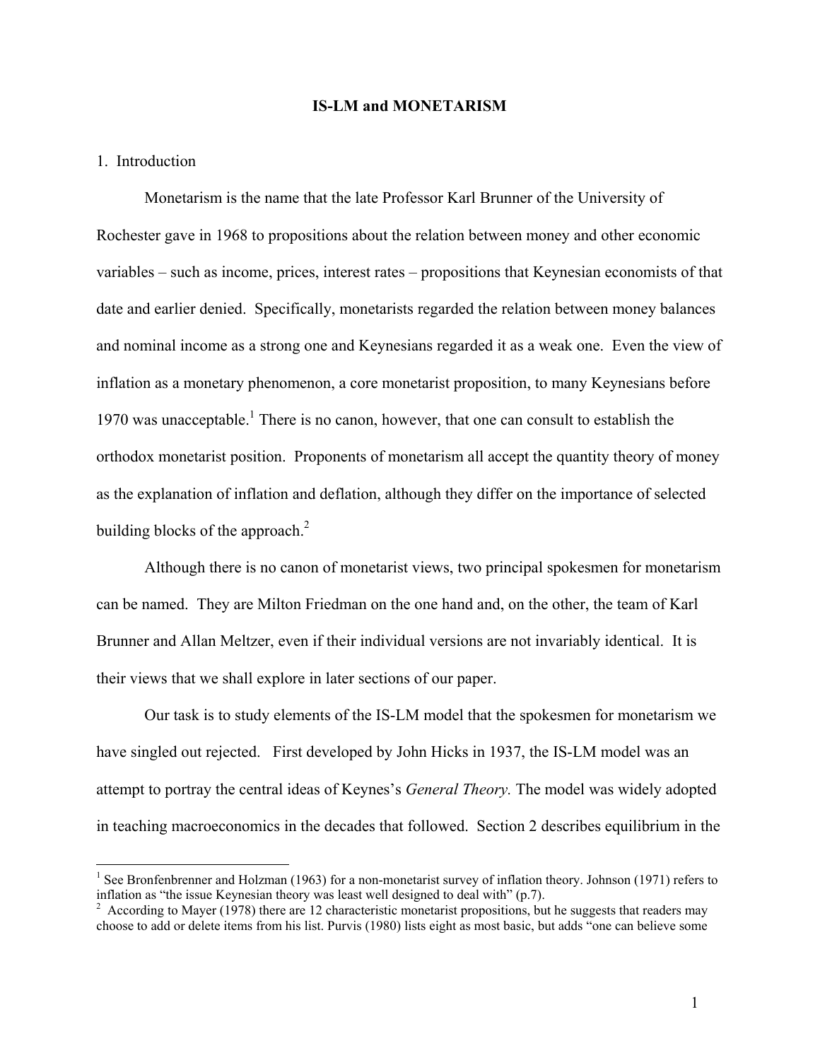**IS-LM and MONETARISM**

1. Introduction

Monetarism is the name that the late Professor Karl Brunner of the University of Rochester gave in 1968 to propositions about the relation between money and other economic variables – such as income, prices, interest rates – propositions that Keynesian economists of that date and earlier denied. Specifically, monetarists regarded the relation between money balances and nominal income as a strong one and Keynesians regarded it as a weak one. Even the view of inflation as a monetary phenomenon, a core monetarist proposition, to many Keynesians before 1970 was unacceptable.[1] There is no canon, however, that one can consult to establish the orthodox monetarist position. Proponents of monetarism all accept the quantity theory of money as the explanation of inflation and deflation, although they differ on the importance of selected building blocks of the approach.[2]

Although there is no canon of monetarist views, two principal spokesmen for monetarism can be named. They are Milton Friedman on the one hand and, on the other, the team of Karl Brunner and Allan Meltzer, even if their individual versions are not invariably identical. It is their views that we shall explore in later sections of our paper.

Our task is to study elements of the IS-LM model that the spokesmen for monetarism we have singled out rejected. First developed by John Hicks in 1937, the IS-LM model was an attempt to portray the central ideas of Keynes's *General Theory.* The model was widely adopted in teaching macroeconomics in the decades that followed. Section 2 describes equilibrium in the

---

[1] See Bronfenbrenner and Holzman (1963) for a non-monetarist survey of inflation theory. Johnson (1971) refers to inflation as "the issue Keynesian theory was least well designed to deal with" (p.7).

[2] According to Mayer (1978) there are 12 characteristic monetarist propositions, but he suggests that readers may choose to add or delete items from his list. Purvis (1980) lists eight as most basic, but adds "one can believe some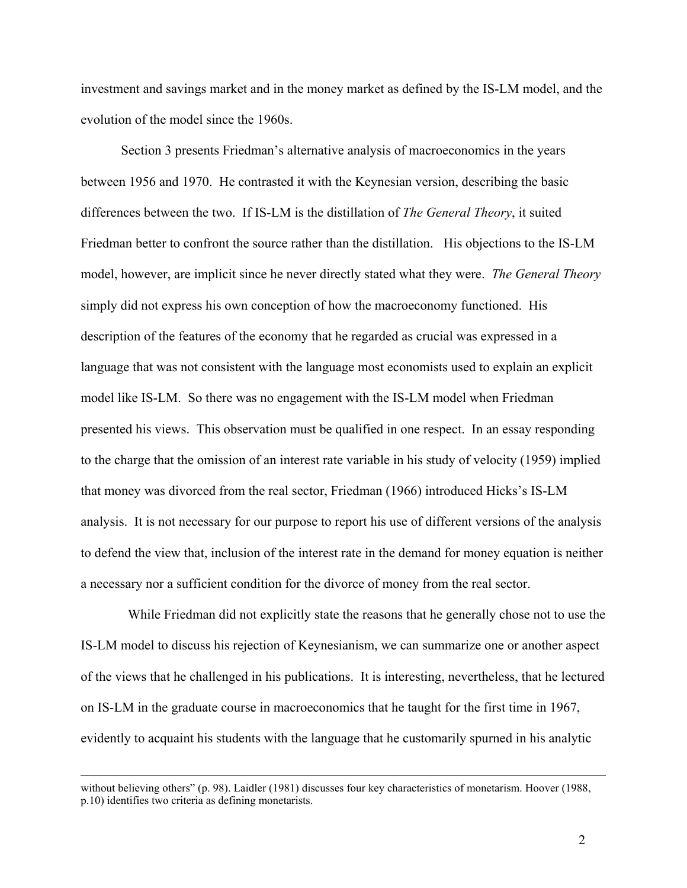investment and savings market and in the money market as defined by the IS-LM model, and the evolution of the model since the 1960s.

Section 3 presents Friedman's alternative analysis of macroeconomics in the years between 1956 and 1970. He contrasted it with the Keynesian version, describing the basic differences between the two. If IS-LM is the distillation of *The General Theory*, it suited Friedman better to confront the source rather than the distillation. His objections to the IS-LM model, however, are implicit since he never directly stated what they were. *The General Theory* simply did not express his own conception of how the macroeconomy functioned. His description of the features of the economy that he regarded as crucial was expressed in a language that was not consistent with the language most economists used to explain an explicit model like IS-LM. So there was no engagement with the IS-LM model when Friedman presented his views. This observation must be qualified in one respect. In an essay responding to the charge that the omission of an interest rate variable in his study of velocity (1959) implied that money was divorced from the real sector, Friedman (1966) introduced Hicks's IS-LM analysis. It is not necessary for our purpose to report his use of different versions of the analysis to defend the view that, inclusion of the interest rate in the demand for money equation is neither a necessary nor a sufficient condition for the divorce of money from the real sector.

While Friedman did not explicitly state the reasons that he generally chose not to use the IS-LM model to discuss his rejection of Keynesianism, we can summarize one or another aspect of the views that he challenged in his publications. It is interesting, nevertheless, that he lectured on IS-LM in the graduate course in macroeconomics that he taught for the first time in 1967, evidently to acquaint his students with the language that he customarily spurned in his analytic

---

without believing others" (p. 98). Laidler (1981) discusses four key characteristics of monetarism. Hoover (1988, p.10) identifies two criteria as defining monetarists.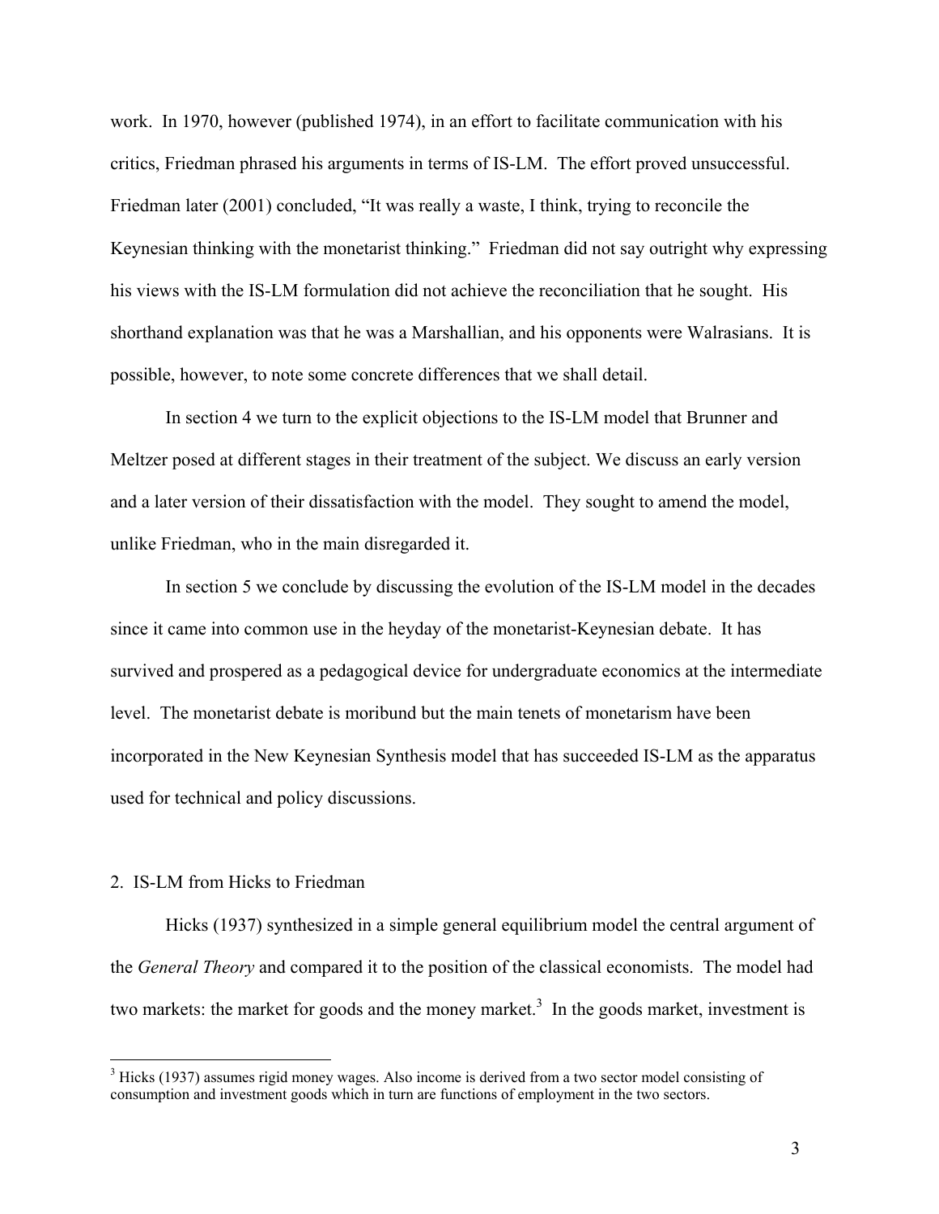work. In 1970, however (published 1974), in an effort to facilitate communication with his critics, Friedman phrased his arguments in terms of IS-LM. The effort proved unsuccessful. Friedman later (2001) concluded, "It was really a waste, I think, trying to reconcile the Keynesian thinking with the monetarist thinking." Friedman did not say outright why expressing his views with the IS-LM formulation did not achieve the reconciliation that he sought. His shorthand explanation was that he was a Marshallian, and his opponents were Walrasians. It is possible, however, to note some concrete differences that we shall detail.

In section 4 we turn to the explicit objections to the IS-LM model that Brunner and Meltzer posed at different stages in their treatment of the subject. We discuss an early version and a later version of their dissatisfaction with the model. They sought to amend the model, unlike Friedman, who in the main disregarded it.

In section 5 we conclude by discussing the evolution of the IS-LM model in the decades since it came into common use in the heyday of the monetarist-Keynesian debate. It has survived and prospered as a pedagogical device for undergraduate economics at the intermediate level. The monetarist debate is moribund but the main tenets of monetarism have been incorporated in the New Keynesian Synthesis model that has succeeded IS-LM as the apparatus used for technical and policy discussions.

## 2. IS-LM from Hicks to Friedman

Hicks (1937) synthesized in a simple general equilibrium model the central argument of the *General Theory* and compared it to the position of the classical economists. The model had two markets: the market for goods and the money market.[3] In the goods market, investment is

[3] Hicks (1937) assumes rigid money wages. Also income is derived from a two sector model consisting of consumption and investment goods which in turn are functions of employment in the two sectors.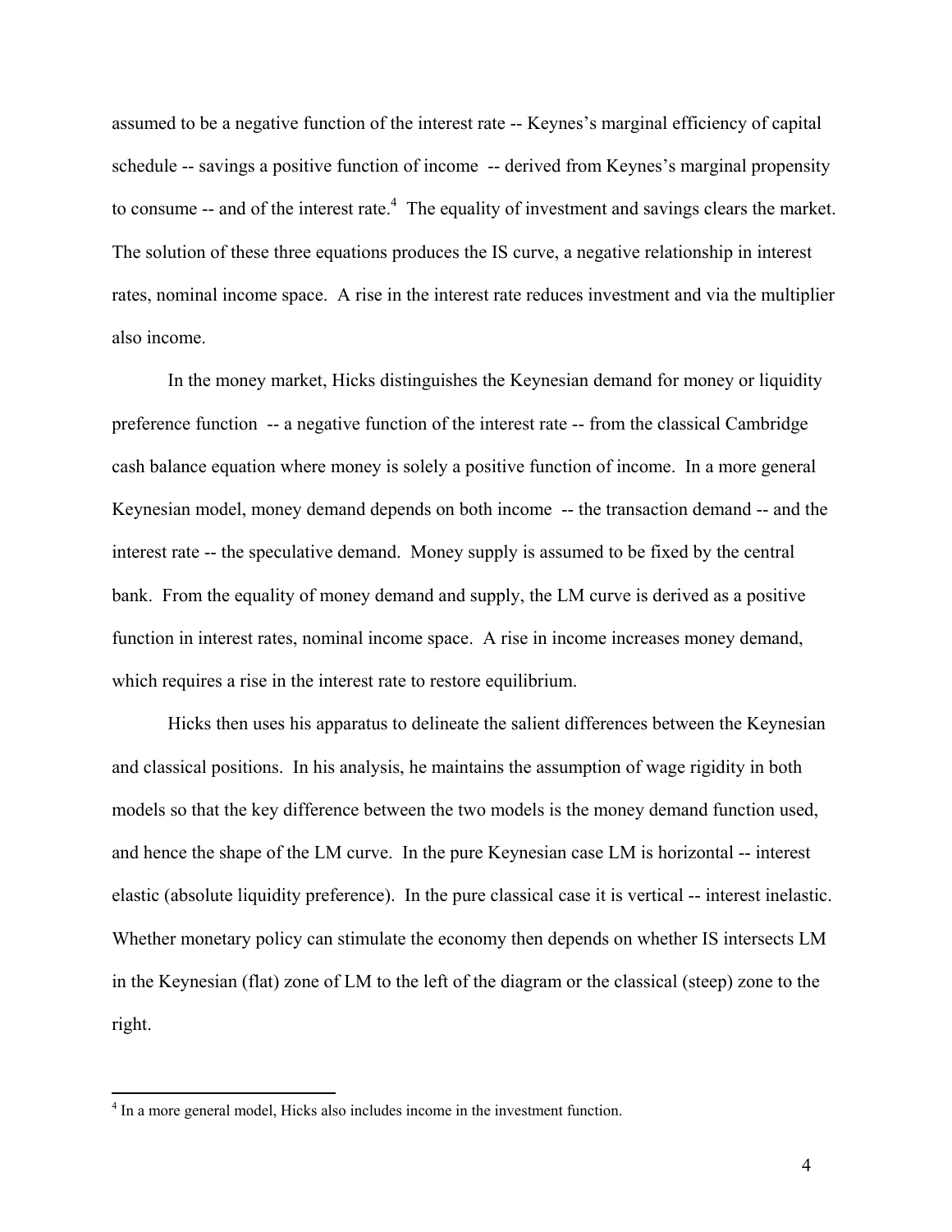assumed to be a negative function of the interest rate -- Keynes's marginal efficiency of capital schedule -- savings a positive function of income -- derived from Keynes's marginal propensity to consume -- and of the interest rate.[4] The equality of investment and savings clears the market. The solution of these three equations produces the IS curve, a negative relationship in interest rates, nominal income space. A rise in the interest rate reduces investment and via the multiplier also income.

In the money market, Hicks distinguishes the Keynesian demand for money or liquidity preference function -- a negative function of the interest rate -- from the classical Cambridge cash balance equation where money is solely a positive function of income. In a more general Keynesian model, money demand depends on both income -- the transaction demand -- and the interest rate -- the speculative demand. Money supply is assumed to be fixed by the central bank. From the equality of money demand and supply, the LM curve is derived as a positive function in interest rates, nominal income space. A rise in income increases money demand, which requires a rise in the interest rate to restore equilibrium.

Hicks then uses his apparatus to delineate the salient differences between the Keynesian and classical positions. In his analysis, he maintains the assumption of wage rigidity in both models so that the key difference between the two models is the money demand function used, and hence the shape of the LM curve. In the pure Keynesian case LM is horizontal -- interest elastic (absolute liquidity preference). In the pure classical case it is vertical -- interest inelastic. Whether monetary policy can stimulate the economy then depends on whether IS intersects LM in the Keynesian (flat) zone of LM to the left of the diagram or the classical (steep) zone to the right.

[4] In a more general model, Hicks also includes income in the investment function.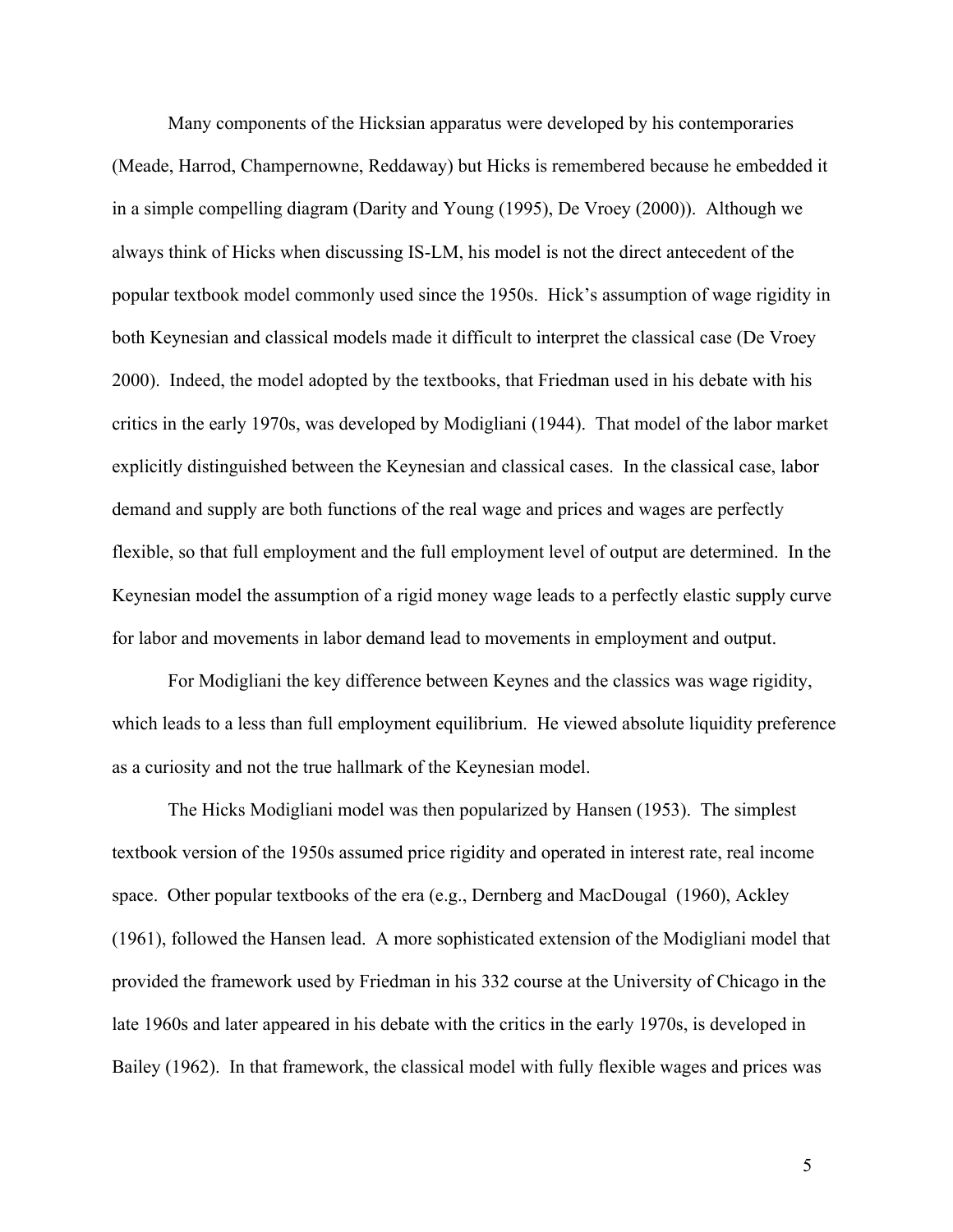Many components of the Hicksian apparatus were developed by his contemporaries (Meade, Harrod, Champernowne, Reddaway) but Hicks is remembered because he embedded it in a simple compelling diagram (Darity and Young (1995), De Vroey (2000)). Although we always think of Hicks when discussing IS-LM, his model is not the direct antecedent of the popular textbook model commonly used since the 1950s. Hick's assumption of wage rigidity in both Keynesian and classical models made it difficult to interpret the classical case (De Vroey 2000). Indeed, the model adopted by the textbooks, that Friedman used in his debate with his critics in the early 1970s, was developed by Modigliani (1944). That model of the labor market explicitly distinguished between the Keynesian and classical cases. In the classical case, labor demand and supply are both functions of the real wage and prices and wages are perfectly flexible, so that full employment and the full employment level of output are determined. In the Keynesian model the assumption of a rigid money wage leads to a perfectly elastic supply curve for labor and movements in labor demand lead to movements in employment and output.

For Modigliani the key difference between Keynes and the classics was wage rigidity, which leads to a less than full employment equilibrium. He viewed absolute liquidity preference as a curiosity and not the true hallmark of the Keynesian model.

The Hicks Modigliani model was then popularized by Hansen (1953). The simplest textbook version of the 1950s assumed price rigidity and operated in interest rate, real income space. Other popular textbooks of the era (e.g., Dernberg and MacDougal (1960), Ackley (1961), followed the Hansen lead. A more sophisticated extension of the Modigliani model that provided the framework used by Friedman in his 332 course at the University of Chicago in the late 1960s and later appeared in his debate with the critics in the early 1970s, is developed in Bailey (1962). In that framework, the classical model with fully flexible wages and prices was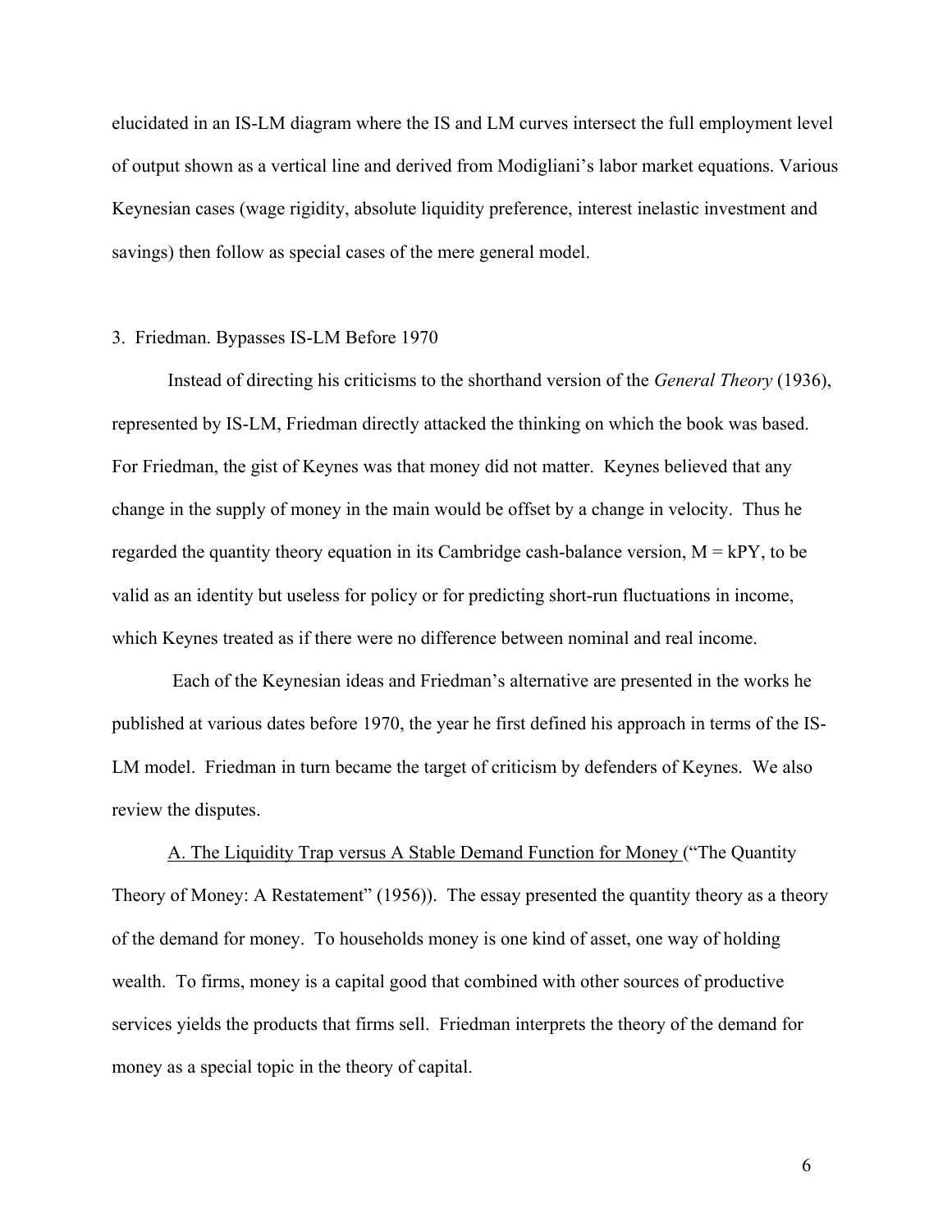elucidated in an IS-LM diagram where the IS and LM curves intersect the full employment level of output shown as a vertical line and derived from Modigliani's labor market equations. Various Keynesian cases (wage rigidity, absolute liquidity preference, interest inelastic investment and savings) then follow as special cases of the mere general model.

## 3. Friedman. Bypasses IS-LM Before 1970

Instead of directing his criticisms to the shorthand version of the *General Theory* (1936), represented by IS-LM, Friedman directly attacked the thinking on which the book was based. For Friedman, the gist of Keynes was that money did not matter. Keynes believed that any change in the supply of money in the main would be offset by a change in velocity. Thus he regarded the quantity theory equation in its Cambridge cash-balance version, $M = kPY$, to be valid as an identity but useless for policy or for predicting short-run fluctuations in income, which Keynes treated as if there were no difference between nominal and real income.

Each of the Keynesian ideas and Friedman's alternative are presented in the works he published at various dates before 1970, the year he first defined his approach in terms of the IS-LM model. Friedman in turn became the target of criticism by defenders of Keynes. We also review the disputes.

A. The Liquidity Trap versus A Stable Demand Function for Money ("The Quantity Theory of Money: A Restatement" (1956)). The essay presented the quantity theory as a theory of the demand for money. To households money is one kind of asset, one way of holding wealth. To firms, money is a capital good that combined with other sources of productive services yields the products that firms sell. Friedman interprets the theory of the demand for money as a special topic in the theory of capital.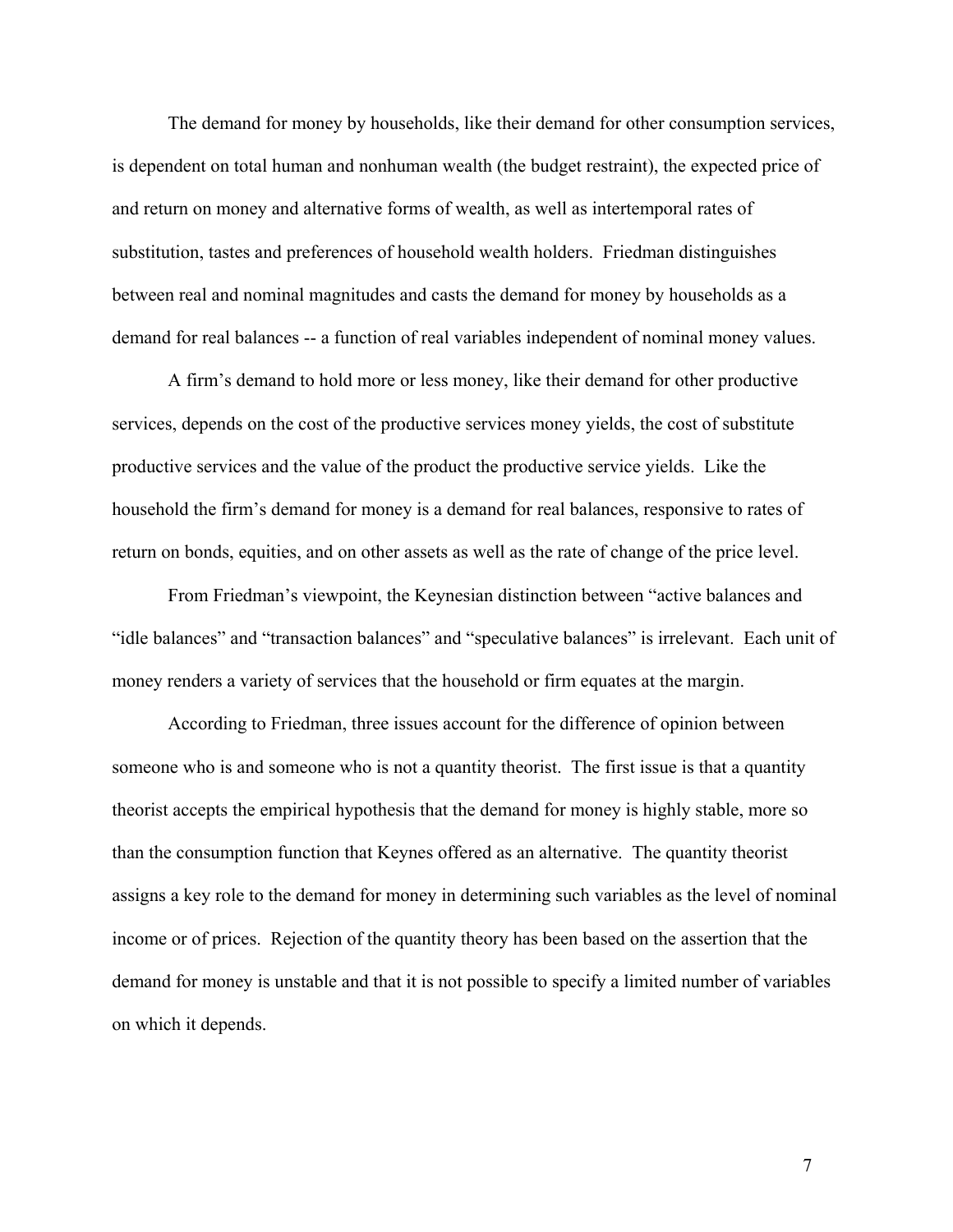The demand for money by households, like their demand for other consumption services, is dependent on total human and nonhuman wealth (the budget restraint), the expected price of and return on money and alternative forms of wealth, as well as intertemporal rates of substitution, tastes and preferences of household wealth holders. Friedman distinguishes between real and nominal magnitudes and casts the demand for money by households as a demand for real balances -- a function of real variables independent of nominal money values.

A firm's demand to hold more or less money, like their demand for other productive services, depends on the cost of the productive services money yields, the cost of substitute productive services and the value of the product the productive service yields. Like the household the firm's demand for money is a demand for real balances, responsive to rates of return on bonds, equities, and on other assets as well as the rate of change of the price level.

From Friedman's viewpoint, the Keynesian distinction between "active balances and "idle balances" and "transaction balances" and "speculative balances" is irrelevant. Each unit of money renders a variety of services that the household or firm equates at the margin.

According to Friedman, three issues account for the difference of opinion between someone who is and someone who is not a quantity theorist. The first issue is that a quantity theorist accepts the empirical hypothesis that the demand for money is highly stable, more so than the consumption function that Keynes offered as an alternative. The quantity theorist assigns a key role to the demand for money in determining such variables as the level of nominal income or of prices. Rejection of the quantity theory has been based on the assertion that the demand for money is unstable and that it is not possible to specify a limited number of variables on which it depends.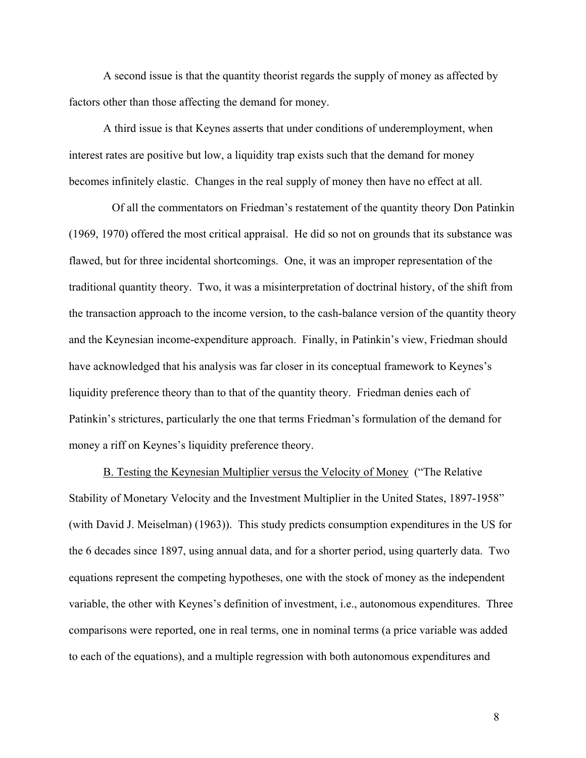A second issue is that the quantity theorist regards the supply of money as affected by factors other than those affecting the demand for money.

A third issue is that Keynes asserts that under conditions of underemployment, when interest rates are positive but low, a liquidity trap exists such that the demand for money becomes infinitely elastic. Changes in the real supply of money then have no effect at all.

Of all the commentators on Friedman's restatement of the quantity theory Don Patinkin (1969, 1970) offered the most critical appraisal. He did so not on grounds that its substance was flawed, but for three incidental shortcomings. One, it was an improper representation of the traditional quantity theory. Two, it was a misinterpretation of doctrinal history, of the shift from the transaction approach to the income version, to the cash-balance version of the quantity theory and the Keynesian income-expenditure approach. Finally, in Patinkin's view, Friedman should have acknowledged that his analysis was far closer in its conceptual framework to Keynes's liquidity preference theory than to that of the quantity theory. Friedman denies each of Patinkin's strictures, particularly the one that terms Friedman's formulation of the demand for money a riff on Keynes's liquidity preference theory.

<u>B. Testing the Keynesian Multiplier versus the Velocity of Money</u> ("The Relative Stability of Monetary Velocity and the Investment Multiplier in the United States, 1897-1958" (with David J. Meiselman) (1963)). This study predicts consumption expenditures in the US for the 6 decades since 1897, using annual data, and for a shorter period, using quarterly data. Two equations represent the competing hypotheses, one with the stock of money as the independent variable, the other with Keynes's definition of investment, i.e., autonomous expenditures. Three comparisons were reported, one in real terms, one in nominal terms (a price variable was added to each of the equations), and a multiple regression with both autonomous expenditures and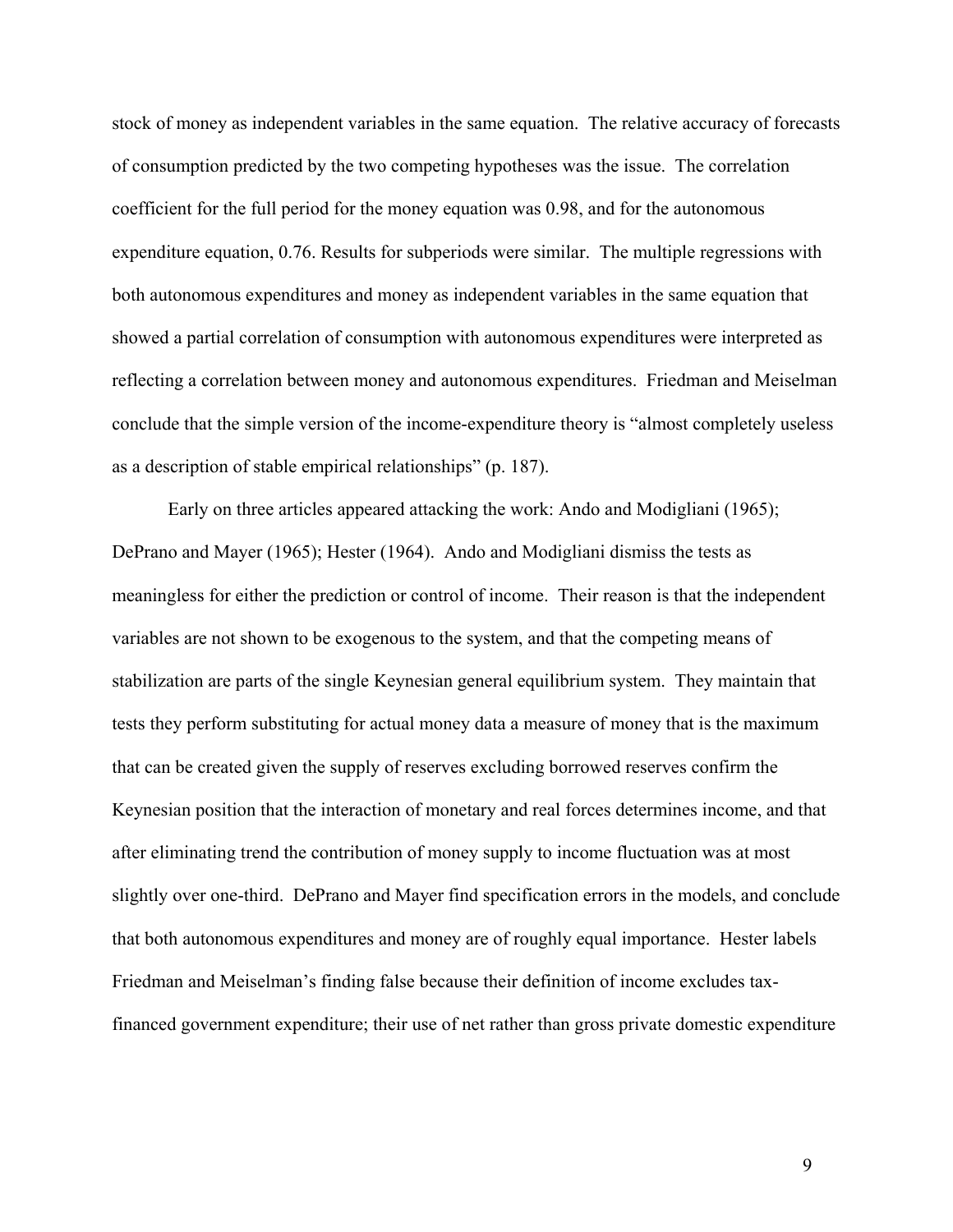stock of money as independent variables in the same equation. The relative accuracy of forecasts of consumption predicted by the two competing hypotheses was the issue. The correlation coefficient for the full period for the money equation was 0.98, and for the autonomous expenditure equation, 0.76. Results for subperiods were similar. The multiple regressions with both autonomous expenditures and money as independent variables in the same equation that showed a partial correlation of consumption with autonomous expenditures were interpreted as reflecting a correlation between money and autonomous expenditures. Friedman and Meiselman conclude that the simple version of the income-expenditure theory is "almost completely useless as a description of stable empirical relationships" (p. 187).

Early on three articles appeared attacking the work: Ando and Modigliani (1965); DePrano and Mayer (1965); Hester (1964). Ando and Modigliani dismiss the tests as meaningless for either the prediction or control of income. Their reason is that the independent variables are not shown to be exogenous to the system, and that the competing means of stabilization are parts of the single Keynesian general equilibrium system. They maintain that tests they perform substituting for actual money data a measure of money that is the maximum that can be created given the supply of reserves excluding borrowed reserves confirm the Keynesian position that the interaction of monetary and real forces determines income, and that after eliminating trend the contribution of money supply to income fluctuation was at most slightly over one-third. DePrano and Mayer find specification errors in the models, and conclude that both autonomous expenditures and money are of roughly equal importance. Hester labels Friedman and Meiselman's finding false because their definition of income excludes tax-financed government expenditure; their use of net rather than gross private domestic expenditure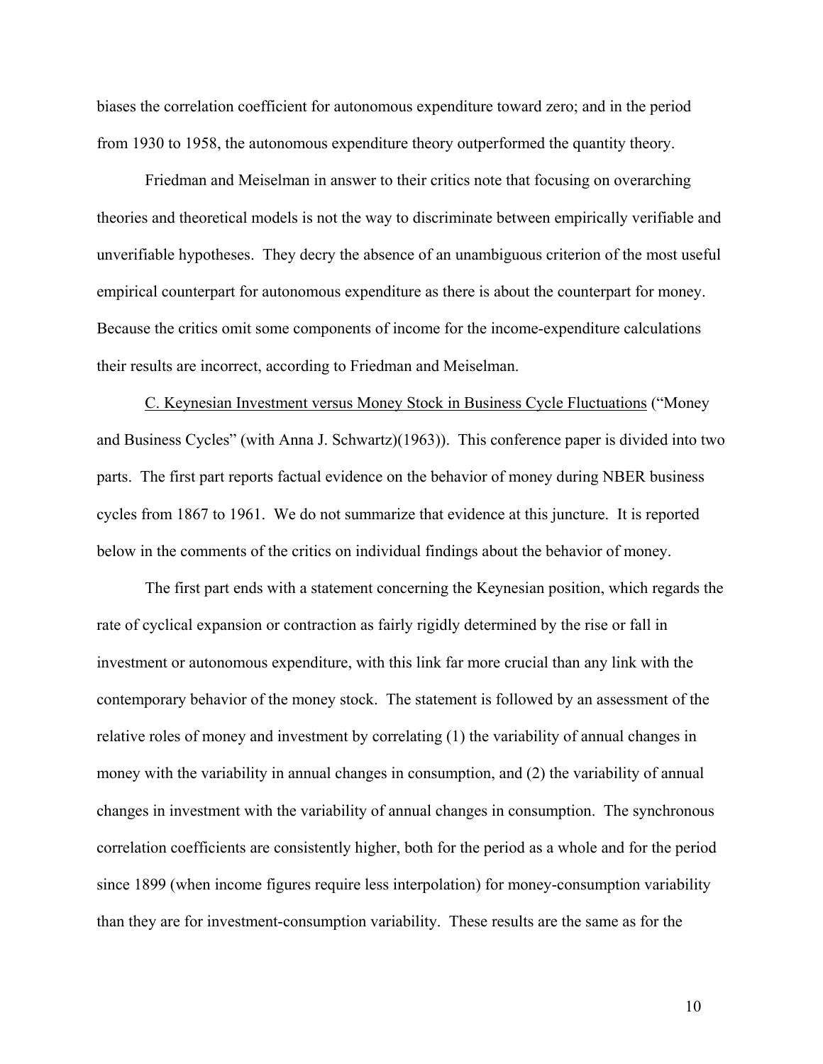biases the correlation coefficient for autonomous expenditure toward zero; and in the period from 1930 to 1958, the autonomous expenditure theory outperformed the quantity theory.

Friedman and Meiselman in answer to their critics note that focusing on overarching theories and theoretical models is not the way to discriminate between empirically verifiable and unverifiable hypotheses. They decry the absence of an unambiguous criterion of the most useful empirical counterpart for autonomous expenditure as there is about the counterpart for money. Because the critics omit some components of income for the income-expenditure calculations their results are incorrect, according to Friedman and Meiselman.

<u>C. Keynesian Investment versus Money Stock in Business Cycle Fluctuations</u> ("Money and Business Cycles" (with Anna J. Schwartz)(1963)). This conference paper is divided into two parts. The first part reports factual evidence on the behavior of money during NBER business cycles from 1867 to 1961. We do not summarize that evidence at this juncture. It is reported below in the comments of the critics on individual findings about the behavior of money.

The first part ends with a statement concerning the Keynesian position, which regards the rate of cyclical expansion or contraction as fairly rigidly determined by the rise or fall in investment or autonomous expenditure, with this link far more crucial than any link with the contemporary behavior of the money stock. The statement is followed by an assessment of the relative roles of money and investment by correlating (1) the variability of annual changes in money with the variability in annual changes in consumption, and (2) the variability of annual changes in investment with the variability of annual changes in consumption. The synchronous correlation coefficients are consistently higher, both for the period as a whole and for the period since 1899 (when income figures require less interpolation) for money-consumption variability than they are for investment-consumption variability. These results are the same as for the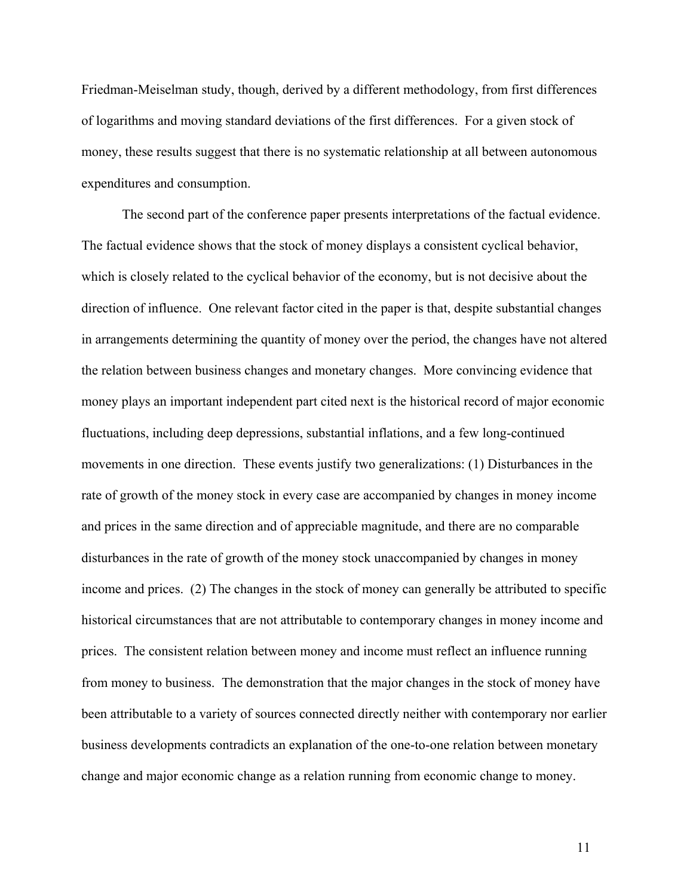Friedman-Meiselman study, though, derived by a different methodology, from first differences of logarithms and moving standard deviations of the first differences. For a given stock of money, these results suggest that there is no systematic relationship at all between autonomous expenditures and consumption.

The second part of the conference paper presents interpretations of the factual evidence. The factual evidence shows that the stock of money displays a consistent cyclical behavior, which is closely related to the cyclical behavior of the economy, but is not decisive about the direction of influence. One relevant factor cited in the paper is that, despite substantial changes in arrangements determining the quantity of money over the period, the changes have not altered the relation between business changes and monetary changes. More convincing evidence that money plays an important independent part cited next is the historical record of major economic fluctuations, including deep depressions, substantial inflations, and a few long-continued movements in one direction. These events justify two generalizations: (1) Disturbances in the rate of growth of the money stock in every case are accompanied by changes in money income and prices in the same direction and of appreciable magnitude, and there are no comparable disturbances in the rate of growth of the money stock unaccompanied by changes in money income and prices. (2) The changes in the stock of money can generally be attributed to specific historical circumstances that are not attributable to contemporary changes in money income and prices. The consistent relation between money and income must reflect an influence running from money to business. The demonstration that the major changes in the stock of money have been attributable to a variety of sources connected directly neither with contemporary nor earlier business developments contradicts an explanation of the one-to-one relation between monetary change and major economic change as a relation running from economic change to money.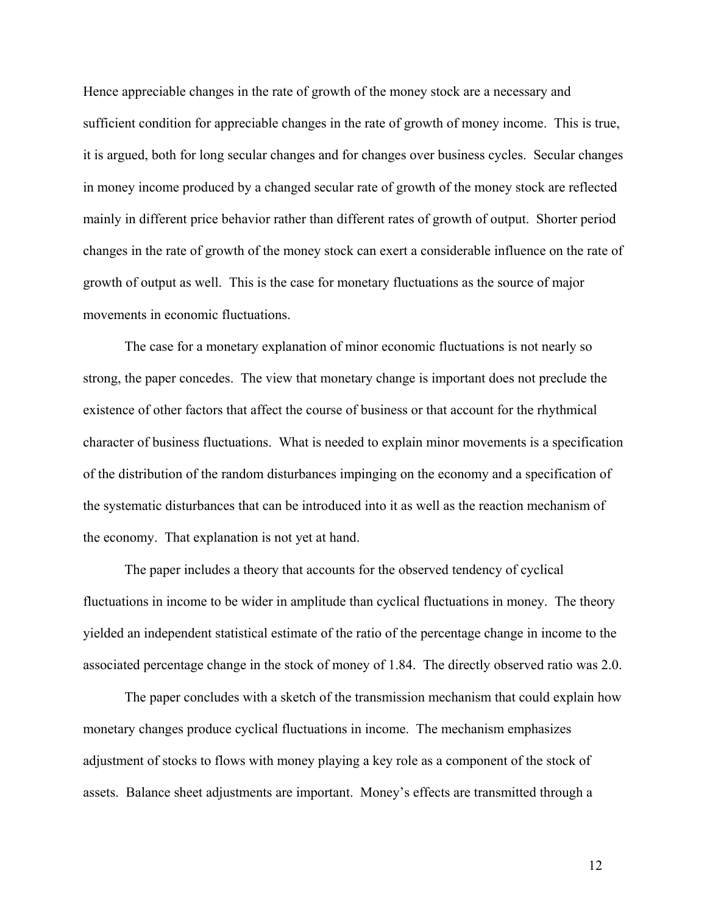Hence appreciable changes in the rate of growth of the money stock are a necessary and sufficient condition for appreciable changes in the rate of growth of money income. This is true, it is argued, both for long secular changes and for changes over business cycles. Secular changes in money income produced by a changed secular rate of growth of the money stock are reflected mainly in different price behavior rather than different rates of growth of output. Shorter period changes in the rate of growth of the money stock can exert a considerable influence on the rate of growth of output as well. This is the case for monetary fluctuations as the source of major movements in economic fluctuations.

The case for a monetary explanation of minor economic fluctuations is not nearly so strong, the paper concedes. The view that monetary change is important does not preclude the existence of other factors that affect the course of business or that account for the rhythmical character of business fluctuations. What is needed to explain minor movements is a specification of the distribution of the random disturbances impinging on the economy and a specification of the systematic disturbances that can be introduced into it as well as the reaction mechanism of the economy. That explanation is not yet at hand.

The paper includes a theory that accounts for the observed tendency of cyclical fluctuations in income to be wider in amplitude than cyclical fluctuations in money. The theory yielded an independent statistical estimate of the ratio of the percentage change in income to the associated percentage change in the stock of money of 1.84. The directly observed ratio was 2.0.

The paper concludes with a sketch of the transmission mechanism that could explain how monetary changes produce cyclical fluctuations in income. The mechanism emphasizes adjustment of stocks to flows with money playing a key role as a component of the stock of assets. Balance sheet adjustments are important. Money's effects are transmitted through a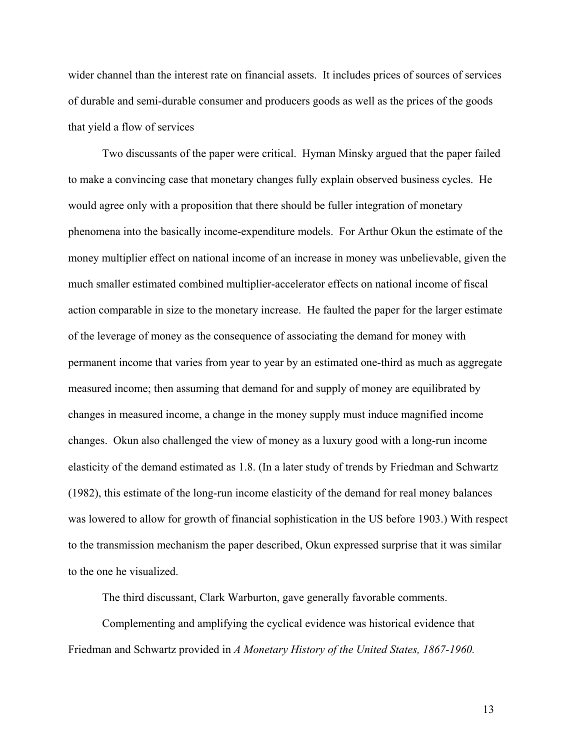wider channel than the interest rate on financial assets. It includes prices of sources of services of durable and semi-durable consumer and producers goods as well as the prices of the goods that yield a flow of services

Two discussants of the paper were critical. Hyman Minsky argued that the paper failed to make a convincing case that monetary changes fully explain observed business cycles. He would agree only with a proposition that there should be fuller integration of monetary phenomena into the basically income-expenditure models. For Arthur Okun the estimate of the money multiplier effect on national income of an increase in money was unbelievable, given the much smaller estimated combined multiplier-accelerator effects on national income of fiscal action comparable in size to the monetary increase. He faulted the paper for the larger estimate of the leverage of money as the consequence of associating the demand for money with permanent income that varies from year to year by an estimated one-third as much as aggregate measured income; then assuming that demand for and supply of money are equilibrated by changes in measured income, a change in the money supply must induce magnified income changes. Okun also challenged the view of money as a luxury good with a long-run income elasticity of the demand estimated as 1.8. (In a later study of trends by Friedman and Schwartz (1982), this estimate of the long-run income elasticity of the demand for real money balances was lowered to allow for growth of financial sophistication in the US before 1903.) With respect to the transmission mechanism the paper described, Okun expressed surprise that it was similar to the one he visualized.

The third discussant, Clark Warburton, gave generally favorable comments.

Complementing and amplifying the cyclical evidence was historical evidence that Friedman and Schwartz provided in *A Monetary History of the United States, 1867-1960.*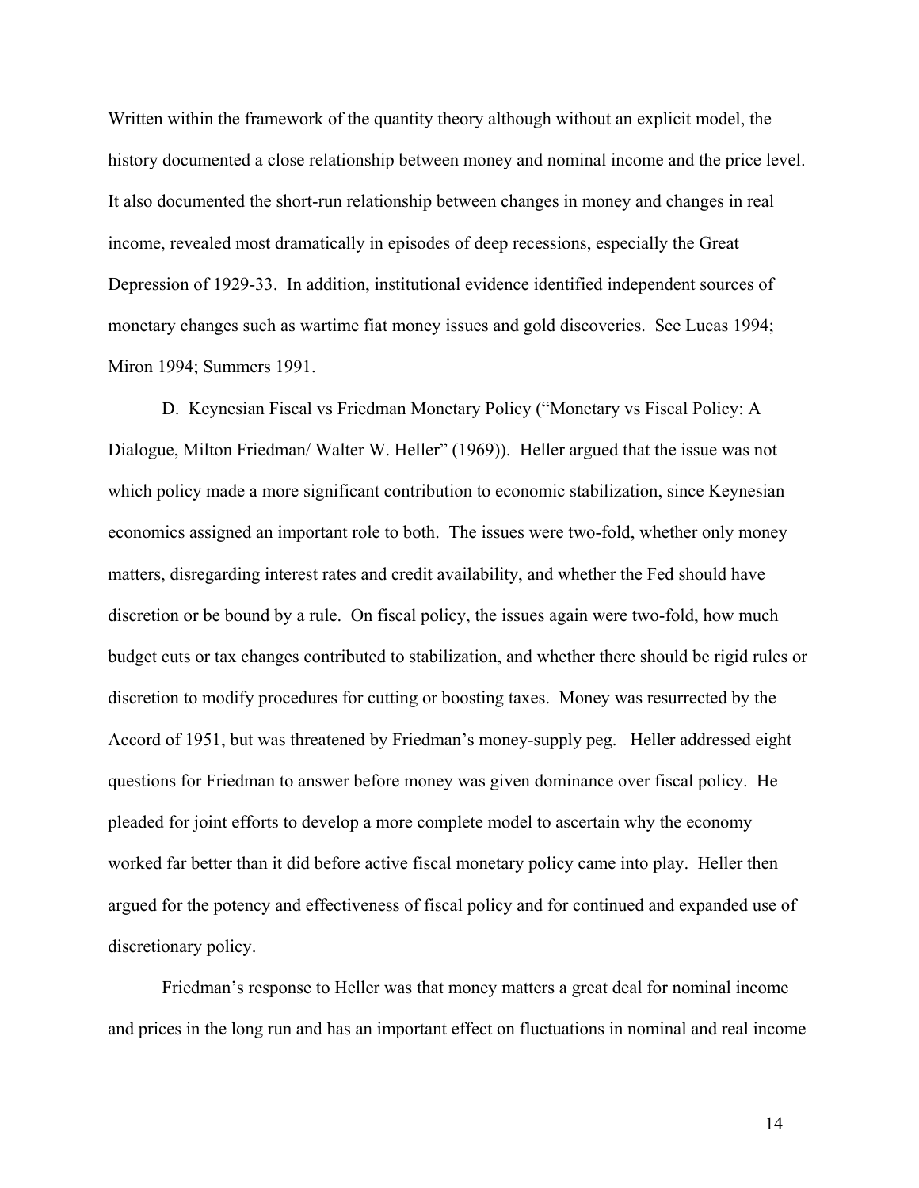Written within the framework of the quantity theory although without an explicit model, the history documented a close relationship between money and nominal income and the price level. It also documented the short-run relationship between changes in money and changes in real income, revealed most dramatically in episodes of deep recessions, especially the Great Depression of 1929-33. In addition, institutional evidence identified independent sources of monetary changes such as wartime fiat money issues and gold discoveries. See Lucas 1994; Miron 1994; Summers 1991.

D. Keynesian Fiscal vs Friedman Monetary Policy ("Monetary vs Fiscal Policy: A Dialogue, Milton Friedman/ Walter W. Heller" (1969)). Heller argued that the issue was not which policy made a more significant contribution to economic stabilization, since Keynesian economics assigned an important role to both. The issues were two-fold, whether only money matters, disregarding interest rates and credit availability, and whether the Fed should have discretion or be bound by a rule. On fiscal policy, the issues again were two-fold, how much budget cuts or tax changes contributed to stabilization, and whether there should be rigid rules or discretion to modify procedures for cutting or boosting taxes. Money was resurrected by the Accord of 1951, but was threatened by Friedman's money-supply peg. Heller addressed eight questions for Friedman to answer before money was given dominance over fiscal policy. He pleaded for joint efforts to develop a more complete model to ascertain why the economy worked far better than it did before active fiscal monetary policy came into play. Heller then argued for the potency and effectiveness of fiscal policy and for continued and expanded use of discretionary policy.

Friedman's response to Heller was that money matters a great deal for nominal income and prices in the long run and has an important effect on fluctuations in nominal and real income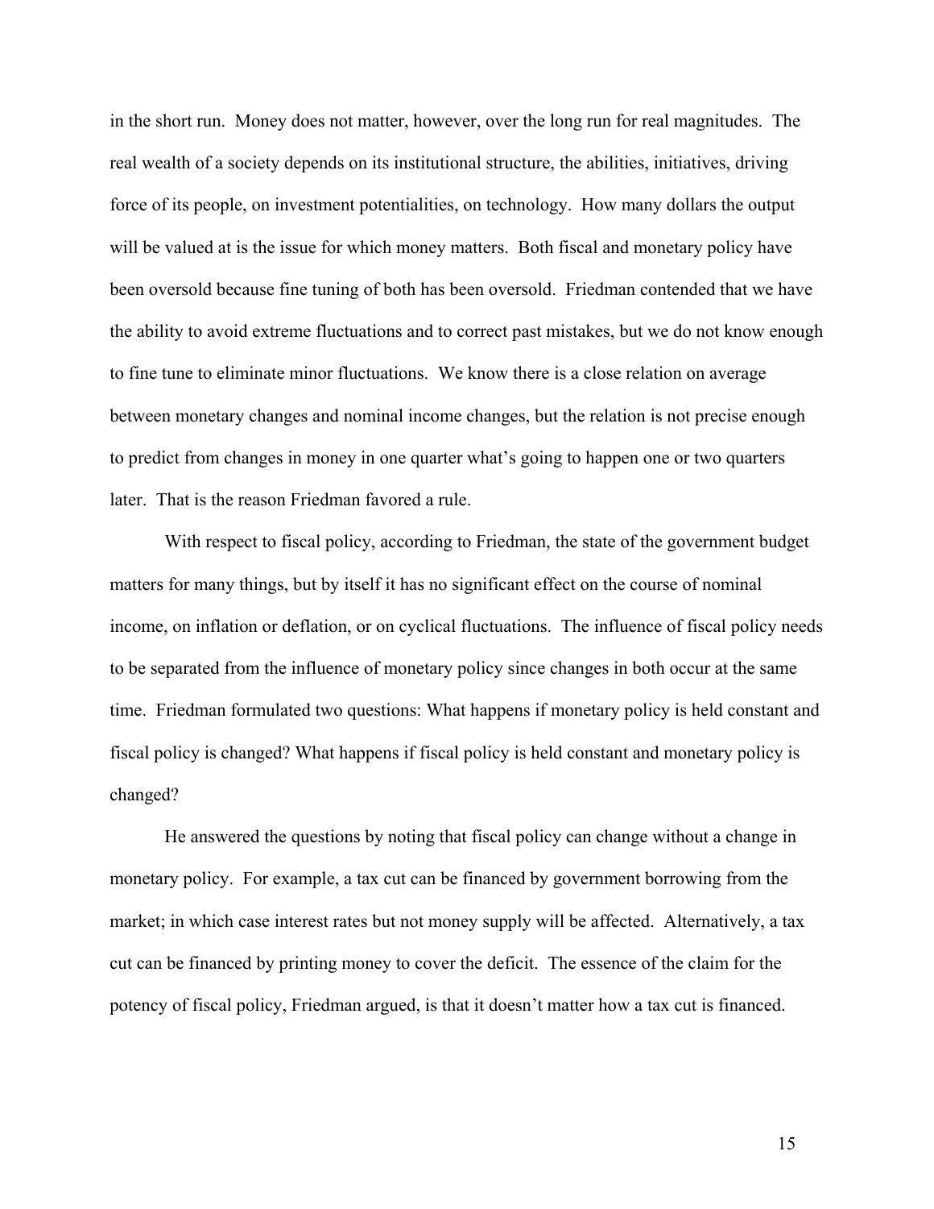in the short run. Money does not matter, however, over the long run for real magnitudes. The real wealth of a society depends on its institutional structure, the abilities, initiatives, driving force of its people, on investment potentialities, on technology. How many dollars the output will be valued at is the issue for which money matters. Both fiscal and monetary policy have been oversold because fine tuning of both has been oversold. Friedman contended that we have the ability to avoid extreme fluctuations and to correct past mistakes, but we do not know enough to fine tune to eliminate minor fluctuations. We know there is a close relation on average between monetary changes and nominal income changes, but the relation is not precise enough to predict from changes in money in one quarter what's going to happen one or two quarters later. That is the reason Friedman favored a rule.

With respect to fiscal policy, according to Friedman, the state of the government budget matters for many things, but by itself it has no significant effect on the course of nominal income, on inflation or deflation, or on cyclical fluctuations. The influence of fiscal policy needs to be separated from the influence of monetary policy since changes in both occur at the same time. Friedman formulated two questions: What happens if monetary policy is held constant and fiscal policy is changed? What happens if fiscal policy is held constant and monetary policy is changed?

He answered the questions by noting that fiscal policy can change without a change in monetary policy. For example, a tax cut can be financed by government borrowing from the market; in which case interest rates but not money supply will be affected. Alternatively, a tax cut can be financed by printing money to cover the deficit. The essence of the claim for the potency of fiscal policy, Friedman argued, is that it doesn't matter how a tax cut is financed.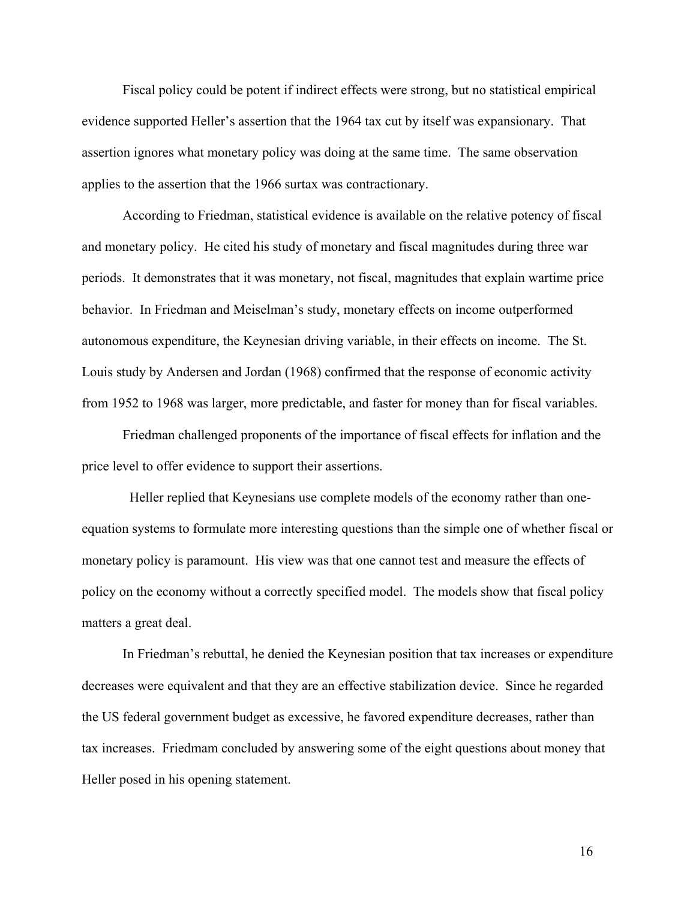Fiscal policy could be potent if indirect effects were strong, but no statistical empirical evidence supported Heller's assertion that the 1964 tax cut by itself was expansionary. That assertion ignores what monetary policy was doing at the same time. The same observation applies to the assertion that the 1966 surtax was contractionary.

According to Friedman, statistical evidence is available on the relative potency of fiscal and monetary policy. He cited his study of monetary and fiscal magnitudes during three war periods. It demonstrates that it was monetary, not fiscal, magnitudes that explain wartime price behavior. In Friedman and Meiselman's study, monetary effects on income outperformed autonomous expenditure, the Keynesian driving variable, in their effects on income. The St. Louis study by Andersen and Jordan (1968) confirmed that the response of economic activity from 1952 to 1968 was larger, more predictable, and faster for money than for fiscal variables.

Friedman challenged proponents of the importance of fiscal effects for inflation and the price level to offer evidence to support their assertions.

Heller replied that Keynesians use complete models of the economy rather than one-equation systems to formulate more interesting questions than the simple one of whether fiscal or monetary policy is paramount. His view was that one cannot test and measure the effects of policy on the economy without a correctly specified model. The models show that fiscal policy matters a great deal.

In Friedman's rebuttal, he denied the Keynesian position that tax increases or expenditure decreases were equivalent and that they are an effective stabilization device. Since he regarded the US federal government budget as excessive, he favored expenditure decreases, rather than tax increases. Friedmam concluded by answering some of the eight questions about money that Heller posed in his opening statement.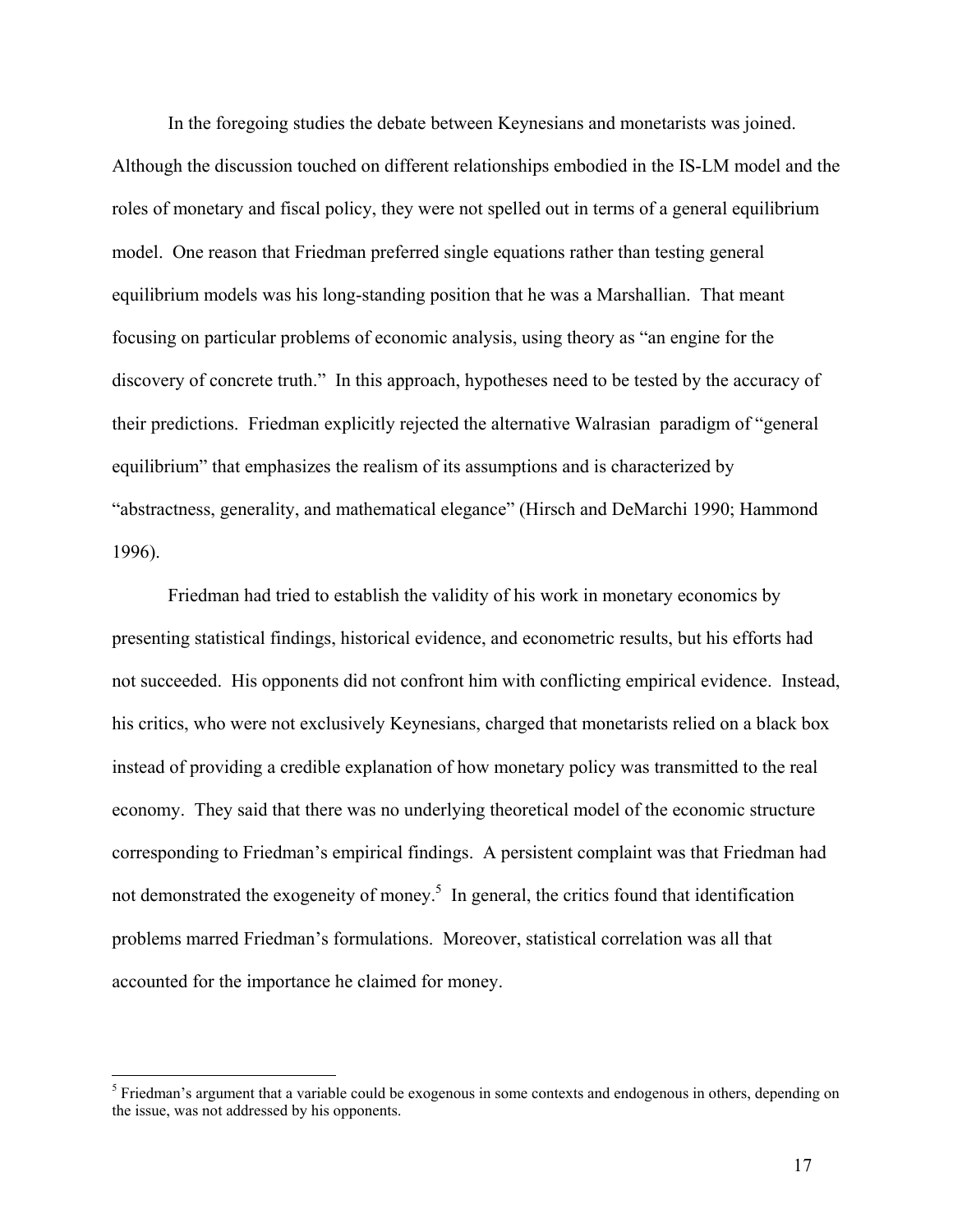In the foregoing studies the debate between Keynesians and monetarists was joined. Although the discussion touched on different relationships embodied in the IS-LM model and the roles of monetary and fiscal policy, they were not spelled out in terms of a general equilibrium model. One reason that Friedman preferred single equations rather than testing general equilibrium models was his long-standing position that he was a Marshallian. That meant focusing on particular problems of economic analysis, using theory as "an engine for the discovery of concrete truth." In this approach, hypotheses need to be tested by the accuracy of their predictions. Friedman explicitly rejected the alternative Walrasian paradigm of "general equilibrium" that emphasizes the realism of its assumptions and is characterized by "abstractness, generality, and mathematical elegance" (Hirsch and DeMarchi 1990; Hammond 1996).

Friedman had tried to establish the validity of his work in monetary economics by presenting statistical findings, historical evidence, and econometric results, but his efforts had not succeeded. His opponents did not confront him with conflicting empirical evidence. Instead, his critics, who were not exclusively Keynesians, charged that monetarists relied on a black box instead of providing a credible explanation of how monetary policy was transmitted to the real economy. They said that there was no underlying theoretical model of the economic structure corresponding to Friedman's empirical findings. A persistent complaint was that Friedman had not demonstrated the exogeneity of money.[5] In general, the critics found that identification problems marred Friedman's formulations. Moreover, statistical correlation was all that accounted for the importance he claimed for money.

[5] Friedman's argument that a variable could be exogenous in some contexts and endogenous in others, depending on the issue, was not addressed by his opponents.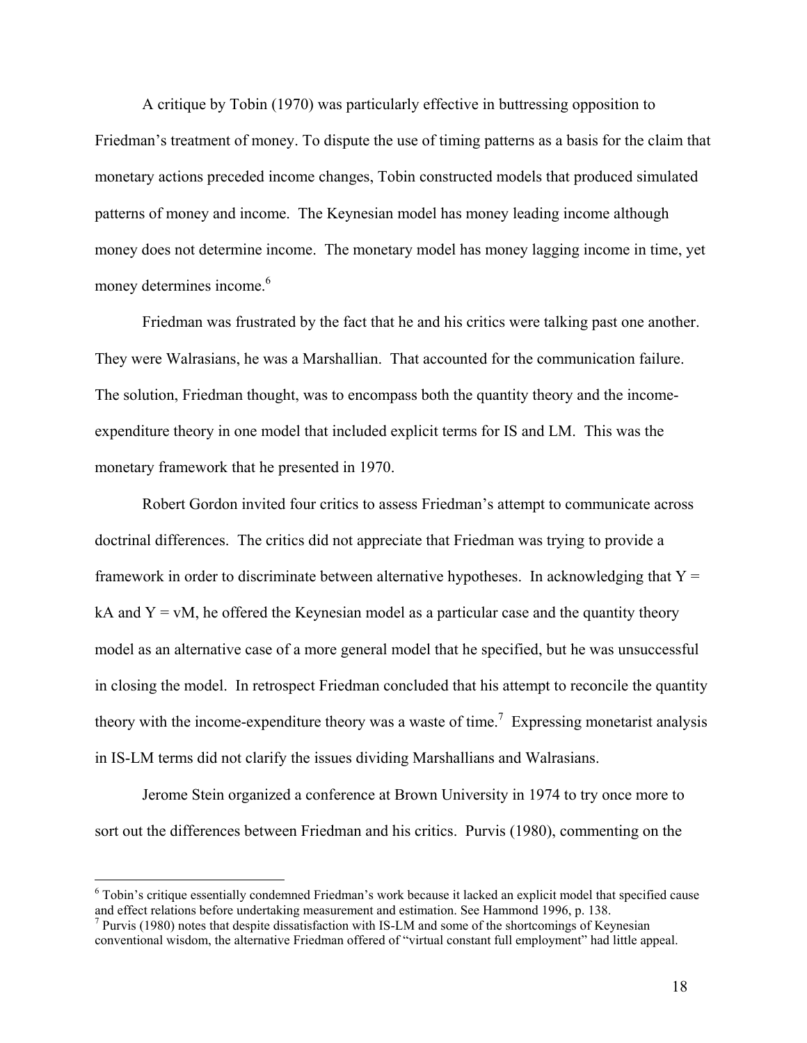A critique by Tobin (1970) was particularly effective in buttressing opposition to Friedman's treatment of money. To dispute the use of timing patterns as a basis for the claim that monetary actions preceded income changes, Tobin constructed models that produced simulated patterns of money and income. The Keynesian model has money leading income although money does not determine income. The monetary model has money lagging income in time, yet money determines income.[6]

Friedman was frustrated by the fact that he and his critics were talking past one another. They were Walrasians, he was a Marshallian. That accounted for the communication failure. The solution, Friedman thought, was to encompass both the quantity theory and the income-expenditure theory in one model that included explicit terms for IS and LM. This was the monetary framework that he presented in 1970.

Robert Gordon invited four critics to assess Friedman's attempt to communicate across doctrinal differences. The critics did not appreciate that Friedman was trying to provide a framework in order to discriminate between alternative hypotheses. In acknowledging that $Y = kA$ and $Y = vM$, he offered the Keynesian model as a particular case and the quantity theory model as an alternative case of a more general model that he specified, but he was unsuccessful in closing the model. In retrospect Friedman concluded that his attempt to reconcile the quantity theory with the income-expenditure theory was a waste of time.[7] Expressing monetarist analysis in IS-LM terms did not clarify the issues dividing Marshallians and Walrasians.

Jerome Stein organized a conference at Brown University in 1974 to try once more to sort out the differences between Friedman and his critics. Purvis (1980), commenting on the

---

[6] Tobin's critique essentially condemned Friedman's work because it lacked an explicit model that specified cause and effect relations before undertaking measurement and estimation. See Hammond 1996, p. 138.

[7] Purvis (1980) notes that despite dissatisfaction with IS-LM and some of the shortcomings of Keynesian conventional wisdom, the alternative Friedman offered of "virtual constant full employment" had little appeal.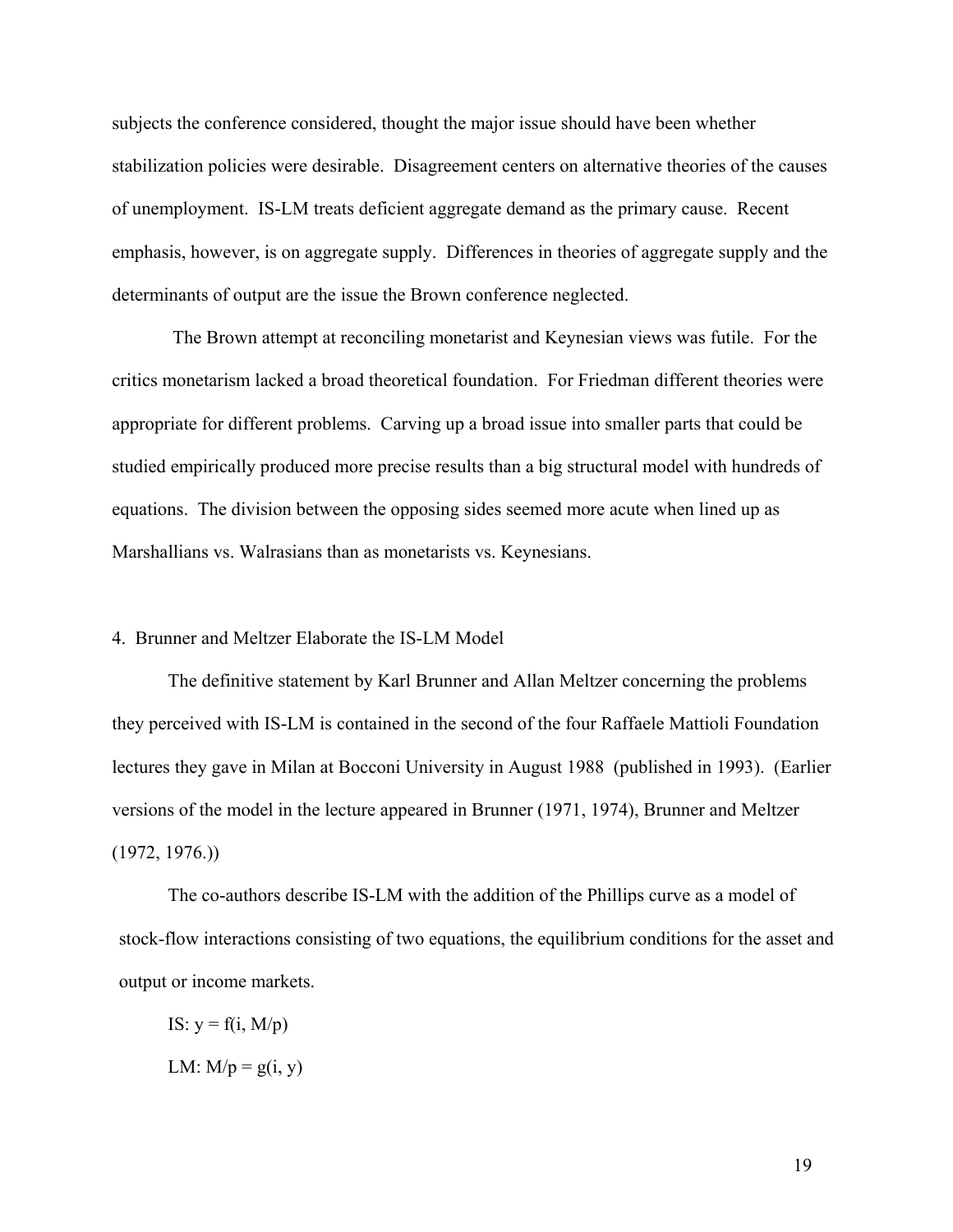subjects the conference considered, thought the major issue should have been whether stabilization policies were desirable. Disagreement centers on alternative theories of the causes of unemployment. IS-LM treats deficient aggregate demand as the primary cause. Recent emphasis, however, is on aggregate supply. Differences in theories of aggregate supply and the determinants of output are the issue the Brown conference neglected.

The Brown attempt at reconciling monetarist and Keynesian views was futile. For the critics monetarism lacked a broad theoretical foundation. For Friedman different theories were appropriate for different problems. Carving up a broad issue into smaller parts that could be studied empirically produced more precise results than a big structural model with hundreds of equations. The division between the opposing sides seemed more acute when lined up as Marshallians vs. Walrasians than as monetarists vs. Keynesians.

## 4. Brunner and Meltzer Elaborate the IS-LM Model

The definitive statement by Karl Brunner and Allan Meltzer concerning the problems they perceived with IS-LM is contained in the second of the four Raffaele Mattioli Foundation lectures they gave in Milan at Bocconi University in August 1988 (published in 1993). (Earlier versions of the model in the lecture appeared in Brunner (1971, 1974), Brunner and Meltzer (1972, 1976).)

The co-authors describe IS-LM with the addition of the Phillips curve as a model of stock-flow interactions consisting of two equations, the equilibrium conditions for the asset and output or income markets.

IS: $y = f(i, M/p)$

LM: $M/p = g(i, y)$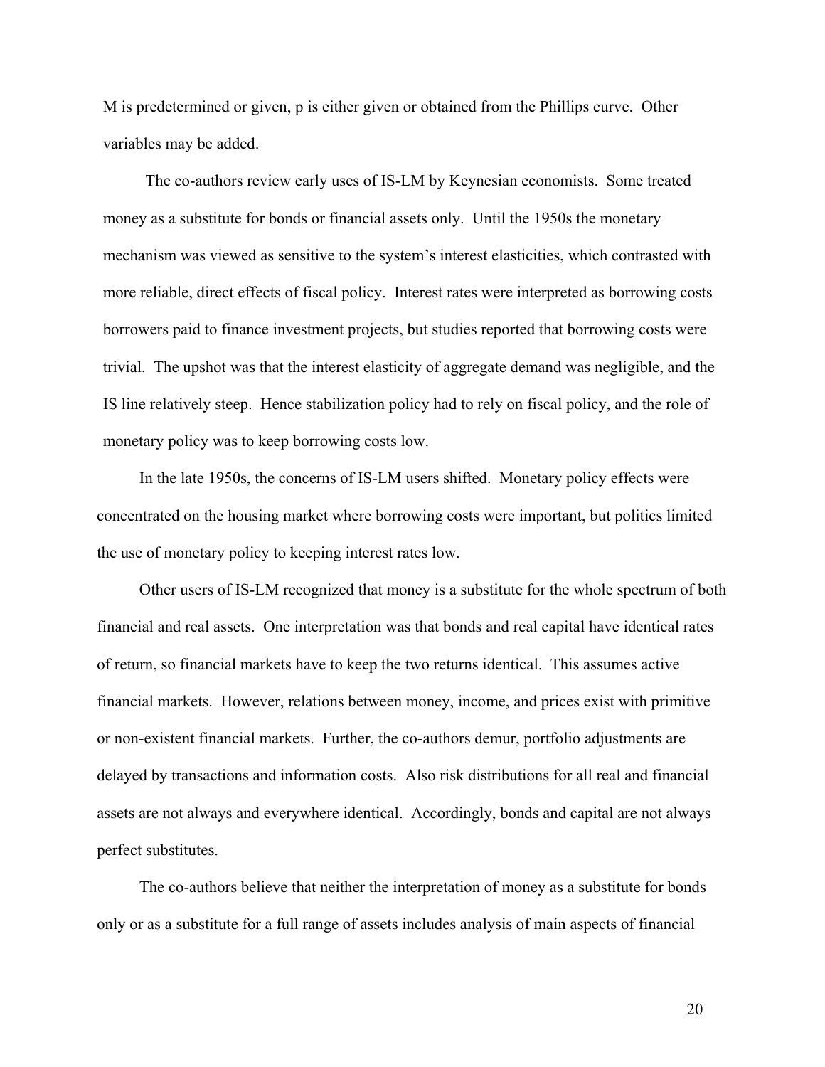M is predetermined or given, p is either given or obtained from the Phillips curve. Other variables may be added.

The co-authors review early uses of IS-LM by Keynesian economists. Some treated money as a substitute for bonds or financial assets only. Until the 1950s the monetary mechanism was viewed as sensitive to the system's interest elasticities, which contrasted with more reliable, direct effects of fiscal policy. Interest rates were interpreted as borrowing costs borrowers paid to finance investment projects, but studies reported that borrowing costs were trivial. The upshot was that the interest elasticity of aggregate demand was negligible, and the IS line relatively steep. Hence stabilization policy had to rely on fiscal policy, and the role of monetary policy was to keep borrowing costs low.

In the late 1950s, the concerns of IS-LM users shifted. Monetary policy effects were concentrated on the housing market where borrowing costs were important, but politics limited the use of monetary policy to keeping interest rates low.

Other users of IS-LM recognized that money is a substitute for the whole spectrum of both financial and real assets. One interpretation was that bonds and real capital have identical rates of return, so financial markets have to keep the two returns identical. This assumes active financial markets. However, relations between money, income, and prices exist with primitive or non-existent financial markets. Further, the co-authors demur, portfolio adjustments are delayed by transactions and information costs. Also risk distributions for all real and financial assets are not always and everywhere identical. Accordingly, bonds and capital are not always perfect substitutes.

The co-authors believe that neither the interpretation of money as a substitute for bonds only or as a substitute for a full range of assets includes analysis of main aspects of financial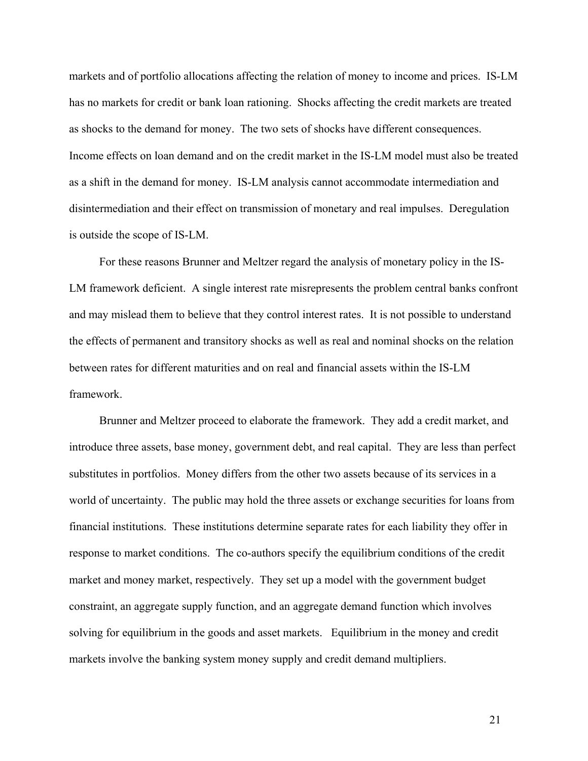markets and of portfolio allocations affecting the relation of money to income and prices. IS-LM has no markets for credit or bank loan rationing. Shocks affecting the credit markets are treated as shocks to the demand for money. The two sets of shocks have different consequences. Income effects on loan demand and on the credit market in the IS-LM model must also be treated as a shift in the demand for money. IS-LM analysis cannot accommodate intermediation and disintermediation and their effect on transmission of monetary and real impulses. Deregulation is outside the scope of IS-LM.

For these reasons Brunner and Meltzer regard the analysis of monetary policy in the IS-LM framework deficient. A single interest rate misrepresents the problem central banks confront and may mislead them to believe that they control interest rates. It is not possible to understand the effects of permanent and transitory shocks as well as real and nominal shocks on the relation between rates for different maturities and on real and financial assets within the IS-LM framework.

Brunner and Meltzer proceed to elaborate the framework. They add a credit market, and introduce three assets, base money, government debt, and real capital. They are less than perfect substitutes in portfolios. Money differs from the other two assets because of its services in a world of uncertainty. The public may hold the three assets or exchange securities for loans from financial institutions. These institutions determine separate rates for each liability they offer in response to market conditions. The co-authors specify the equilibrium conditions of the credit market and money market, respectively. They set up a model with the government budget constraint, an aggregate supply function, and an aggregate demand function which involves solving for equilibrium in the goods and asset markets. Equilibrium in the money and credit markets involve the banking system money supply and credit demand multipliers.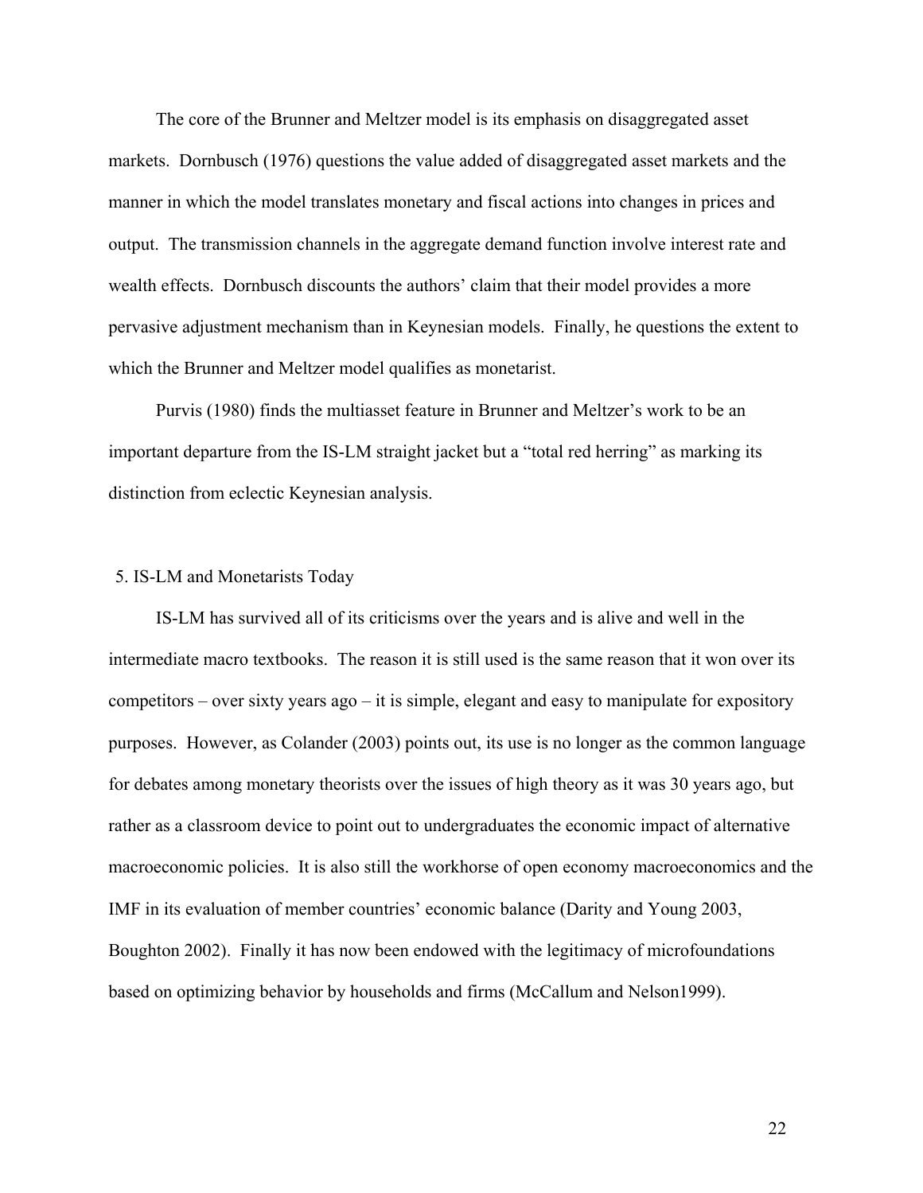The core of the Brunner and Meltzer model is its emphasis on disaggregated asset markets. Dornbusch (1976) questions the value added of disaggregated asset markets and the manner in which the model translates monetary and fiscal actions into changes in prices and output. The transmission channels in the aggregate demand function involve interest rate and wealth effects. Dornbusch discounts the authors' claim that their model provides a more pervasive adjustment mechanism than in Keynesian models. Finally, he questions the extent to which the Brunner and Meltzer model qualifies as monetarist.

Purvis (1980) finds the multiasset feature in Brunner and Meltzer's work to be an important departure from the IS-LM straight jacket but a "total red herring" as marking its distinction from eclectic Keynesian analysis.

## 5. IS-LM and Monetarists Today

IS-LM has survived all of its criticisms over the years and is alive and well in the intermediate macro textbooks. The reason it is still used is the same reason that it won over its competitors – over sixty years ago – it is simple, elegant and easy to manipulate for expository purposes. However, as Colander (2003) points out, its use is no longer as the common language for debates among monetary theorists over the issues of high theory as it was 30 years ago, but rather as a classroom device to point out to undergraduates the economic impact of alternative macroeconomic policies. It is also still the workhorse of open economy macroeconomics and the IMF in its evaluation of member countries' economic balance (Darity and Young 2003, Boughton 2002). Finally it has now been endowed with the legitimacy of microfoundations based on optimizing behavior by households and firms (McCallum and Nelson1999).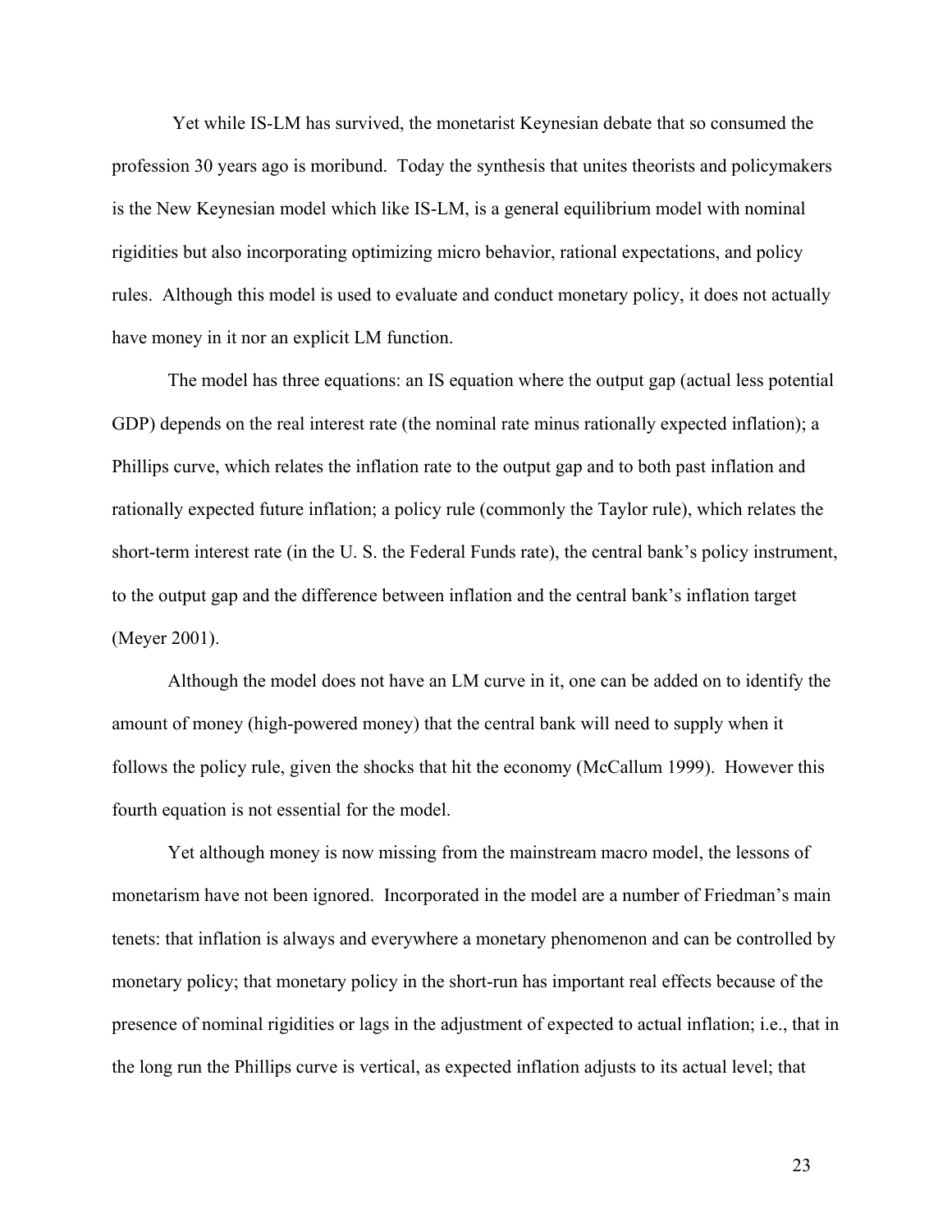Yet while IS-LM has survived, the monetarist Keynesian debate that so consumed the profession 30 years ago is moribund. Today the synthesis that unites theorists and policymakers is the New Keynesian model which like IS-LM, is a general equilibrium model with nominal rigidities but also incorporating optimizing micro behavior, rational expectations, and policy rules. Although this model is used to evaluate and conduct monetary policy, it does not actually have money in it nor an explicit LM function.

The model has three equations: an IS equation where the output gap (actual less potential GDP) depends on the real interest rate (the nominal rate minus rationally expected inflation); a Phillips curve, which relates the inflation rate to the output gap and to both past inflation and rationally expected future inflation; a policy rule (commonly the Taylor rule), which relates the short-term interest rate (in the U. S. the Federal Funds rate), the central bank's policy instrument, to the output gap and the difference between inflation and the central bank's inflation target (Meyer 2001).

Although the model does not have an LM curve in it, one can be added on to identify the amount of money (high-powered money) that the central bank will need to supply when it follows the policy rule, given the shocks that hit the economy (McCallum 1999). However this fourth equation is not essential for the model.

Yet although money is now missing from the mainstream macro model, the lessons of monetarism have not been ignored. Incorporated in the model are a number of Friedman's main tenets: that inflation is always and everywhere a monetary phenomenon and can be controlled by monetary policy; that monetary policy in the short-run has important real effects because of the presence of nominal rigidities or lags in the adjustment of expected to actual inflation; i.e., that in the long run the Phillips curve is vertical, as expected inflation adjusts to its actual level; that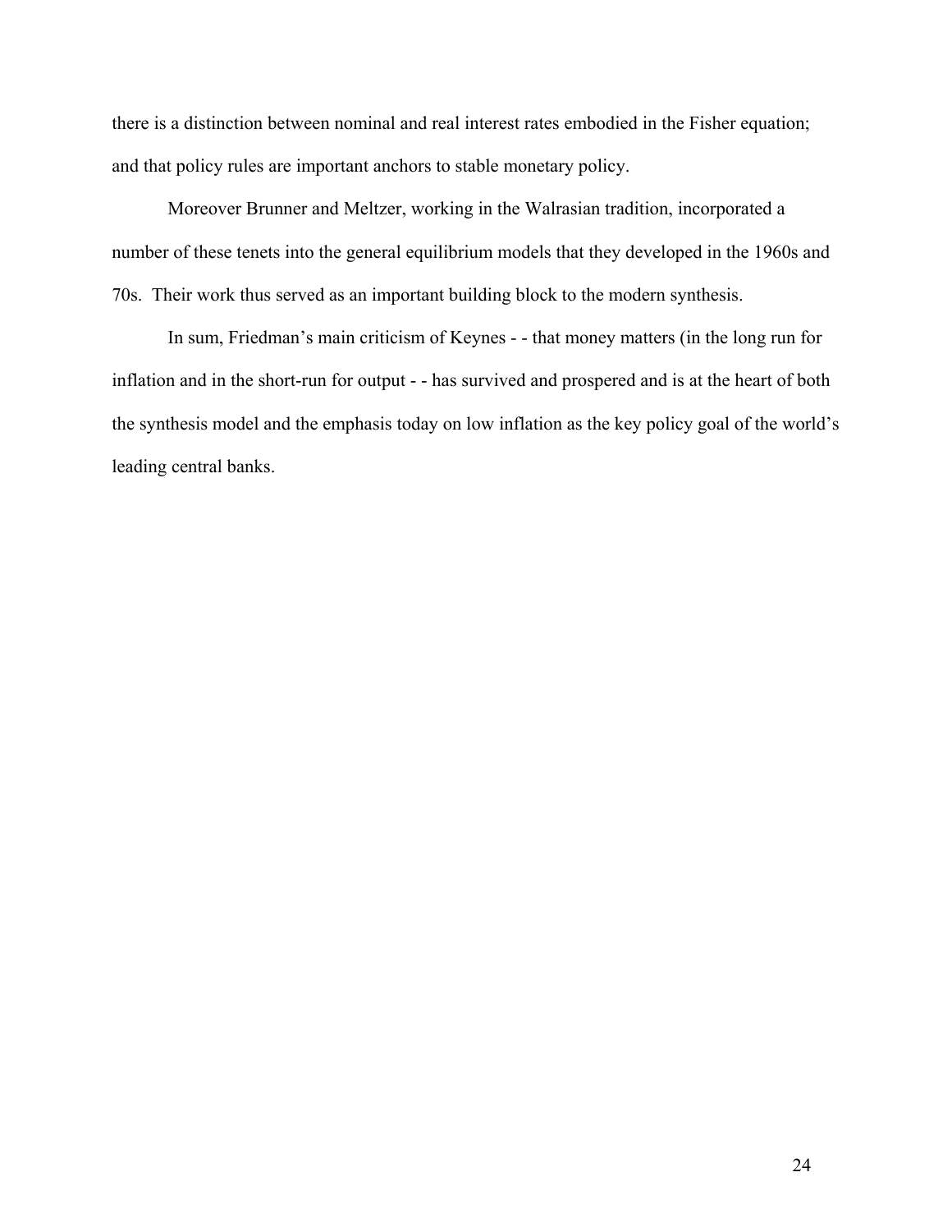there is a distinction between nominal and real interest rates embodied in the Fisher equation; and that policy rules are important anchors to stable monetary policy.

Moreover Brunner and Meltzer, working in the Walrasian tradition, incorporated a number of these tenets into the general equilibrium models that they developed in the 1960s and 70s. Their work thus served as an important building block to the modern synthesis.

In sum, Friedman's main criticism of Keynes - - that money matters (in the long run for inflation and in the short-run for output - - has survived and prospered and is at the heart of both the synthesis model and the emphasis today on low inflation as the key policy goal of the world's leading central banks.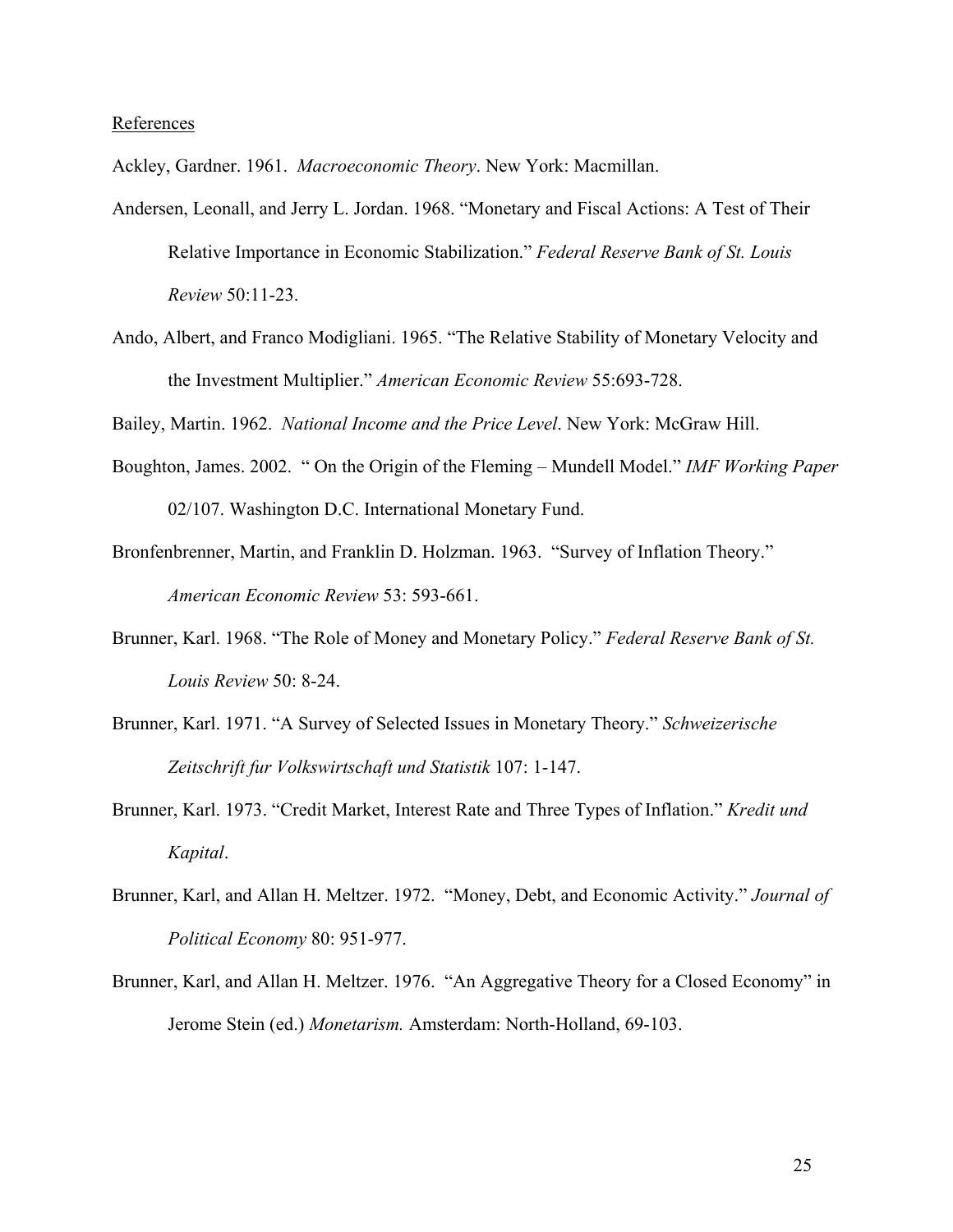References

Ackley, Gardner. 1961. *Macroeconomic Theory*. New York: Macmillan.

Andersen, Leonall, and Jerry L. Jordan. 1968. "Monetary and Fiscal Actions: A Test of Their Relative Importance in Economic Stabilization." *Federal Reserve Bank of St. Louis Review* 50:11-23.

Ando, Albert, and Franco Modigliani. 1965. "The Relative Stability of Monetary Velocity and the Investment Multiplier." *American Economic Review* 55:693-728.

Bailey, Martin. 1962. *National Income and the Price Level*. New York: McGraw Hill.

Boughton, James. 2002. " On the Origin of the Fleming – Mundell Model." *IMF Working Paper* 02/107. Washington D.C. International Monetary Fund.

Bronfenbrenner, Martin, and Franklin D. Holzman. 1963. "Survey of Inflation Theory." *American Economic Review* 53: 593-661.

Brunner, Karl. 1968. "The Role of Money and Monetary Policy." *Federal Reserve Bank of St. Louis Review* 50: 8-24.

Brunner, Karl. 1971. "A Survey of Selected Issues in Monetary Theory." *Schweizerische Zeitschrift fur Volkswirtschaft und Statistik* 107: 1-147.

Brunner, Karl. 1973. "Credit Market, Interest Rate and Three Types of Inflation." *Kredit und Kapital*.

Brunner, Karl, and Allan H. Meltzer. 1972. "Money, Debt, and Economic Activity." *Journal of Political Economy* 80: 951-977.

Brunner, Karl, and Allan H. Meltzer. 1976. "An Aggregative Theory for a Closed Economy" in Jerome Stein (ed.) *Monetarism.* Amsterdam: North-Holland, 69-103.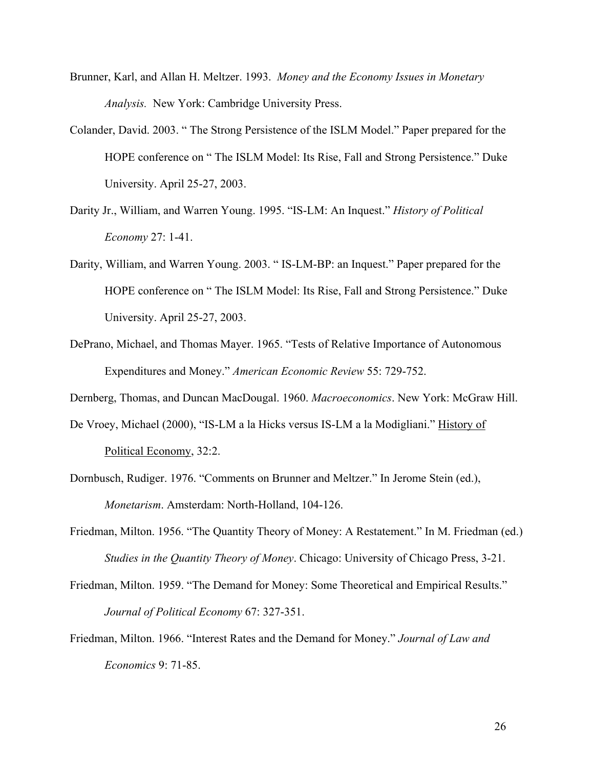Brunner, Karl, and Allan H. Meltzer. 1993. *Money and the Economy Issues in Monetary Analysis.* New York: Cambridge University Press.

Colander, David. 2003. " The Strong Persistence of the ISLM Model." Paper prepared for the HOPE conference on " The ISLM Model: Its Rise, Fall and Strong Persistence." Duke University. April 25-27, 2003.

Darity Jr., William, and Warren Young. 1995. "IS-LM: An Inquest." *History of Political Economy* 27: 1-41.

Darity, William, and Warren Young. 2003. " IS-LM-BP: an Inquest." Paper prepared for the HOPE conference on " The ISLM Model: Its Rise, Fall and Strong Persistence." Duke University. April 25-27, 2003.

DePrano, Michael, and Thomas Mayer. 1965. "Tests of Relative Importance of Autonomous Expenditures and Money." *American Economic Review* 55: 729-752.

Dernberg, Thomas, and Duncan MacDougal. 1960. *Macroeconomics*. New York: McGraw Hill.

De Vroey, Michael (2000), "IS-LM a la Hicks versus IS-LM a la Modigliani." History of Political Economy, 32:2.

Dornbusch, Rudiger. 1976. "Comments on Brunner and Meltzer." In Jerome Stein (ed.), *Monetarism*. Amsterdam: North-Holland, 104-126.

Friedman, Milton. 1956. "The Quantity Theory of Money: A Restatement." In M. Friedman (ed.) *Studies in the Quantity Theory of Money*. Chicago: University of Chicago Press, 3-21.

Friedman, Milton. 1959. "The Demand for Money: Some Theoretical and Empirical Results." *Journal of Political Economy* 67: 327-351.

Friedman, Milton. 1966. "Interest Rates and the Demand for Money." *Journal of Law and Economics* 9: 71-85.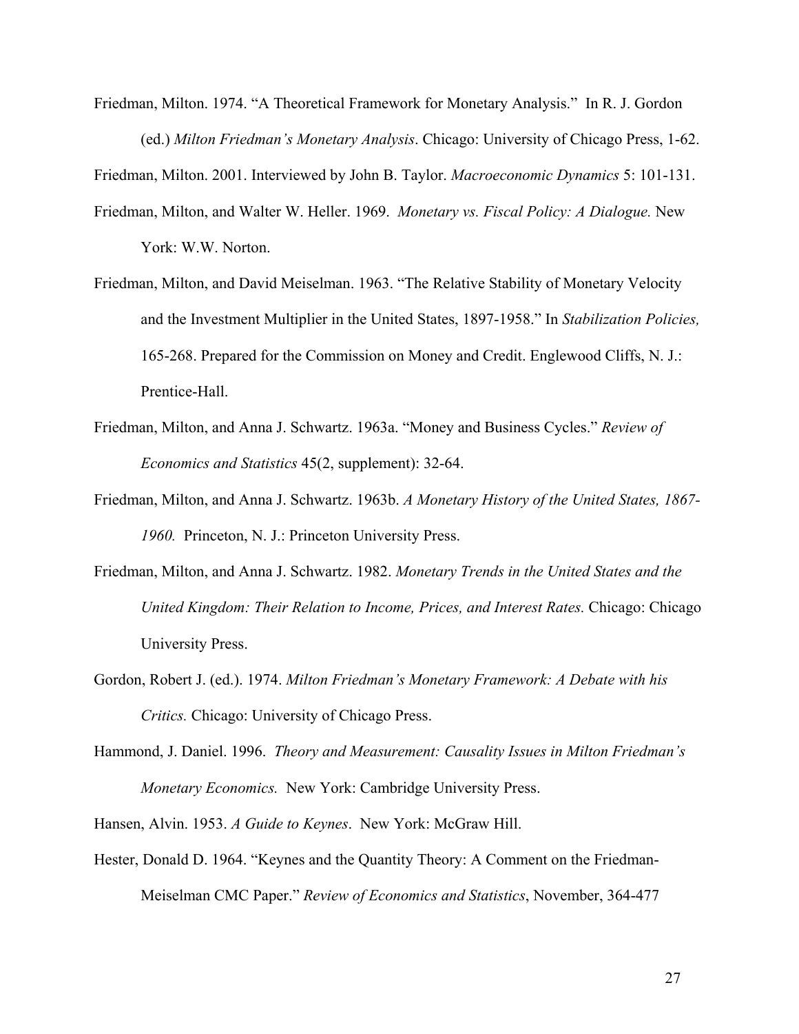Friedman, Milton. 1974. "A Theoretical Framework for Monetary Analysis." In R. J. Gordon (ed.) *Milton Friedman's Monetary Analysis*. Chicago: University of Chicago Press, 1-62.

Friedman, Milton. 2001. Interviewed by John B. Taylor. *Macroeconomic Dynamics* 5: 101-131.

Friedman, Milton, and Walter W. Heller. 1969. *Monetary vs. Fiscal Policy: A Dialogue.* New York: W.W. Norton.

Friedman, Milton, and David Meiselman. 1963. "The Relative Stability of Monetary Velocity and the Investment Multiplier in the United States, 1897-1958." In *Stabilization Policies,* 165-268. Prepared for the Commission on Money and Credit. Englewood Cliffs, N. J.: Prentice-Hall.

Friedman, Milton, and Anna J. Schwartz. 1963a. "Money and Business Cycles." *Review of Economics and Statistics* 45(2, supplement): 32-64.

Friedman, Milton, and Anna J. Schwartz. 1963b. *A Monetary History of the United States, 1867-1960.* Princeton, N. J.: Princeton University Press.

Friedman, Milton, and Anna J. Schwartz. 1982. *Monetary Trends in the United States and the United Kingdom: Their Relation to Income, Prices, and Interest Rates.* Chicago: Chicago University Press.

Gordon, Robert J. (ed.). 1974. *Milton Friedman's Monetary Framework: A Debate with his Critics.* Chicago: University of Chicago Press.

Hammond, J. Daniel. 1996. *Theory and Measurement: Causality Issues in Milton Friedman's Monetary Economics.* New York: Cambridge University Press.

Hansen, Alvin. 1953. *A Guide to Keynes*. New York: McGraw Hill.

Hester, Donald D. 1964. "Keynes and the Quantity Theory: A Comment on the Friedman-Meiselman CMC Paper." *Review of Economics and Statistics*, November, 364-477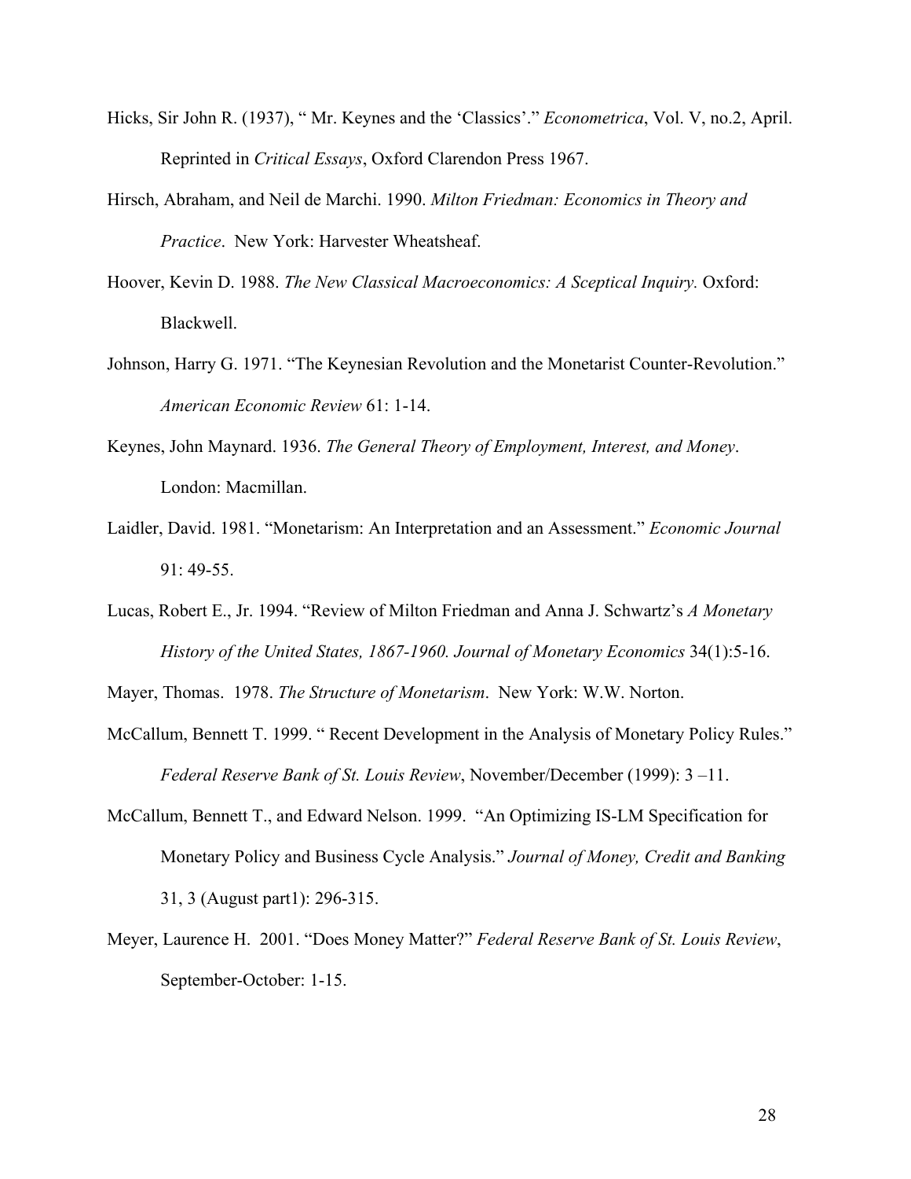Hicks, Sir John R. (1937), " Mr. Keynes and the 'Classics'." *Econometrica*, Vol. V, no.2, April. Reprinted in *Critical Essays*, Oxford Clarendon Press 1967.

Hirsch, Abraham, and Neil de Marchi. 1990. *Milton Friedman: Economics in Theory and Practice*. New York: Harvester Wheatsheaf.

Hoover, Kevin D. 1988. *The New Classical Macroeconomics: A Sceptical Inquiry.* Oxford: Blackwell.

Johnson, Harry G. 1971. "The Keynesian Revolution and the Monetarist Counter-Revolution." *American Economic Review* 61: 1-14.

Keynes, John Maynard. 1936. *The General Theory of Employment, Interest, and Money*. London: Macmillan.

Laidler, David. 1981. "Monetarism: An Interpretation and an Assessment." *Economic Journal* 91: 49-55.

Lucas, Robert E., Jr. 1994. "Review of Milton Friedman and Anna J. Schwartz's *A Monetary History of the United States, 1867-1960. Journal of Monetary Economics* 34(1):5-16.

Mayer, Thomas. 1978. *The Structure of Monetarism*. New York: W.W. Norton.

McCallum, Bennett T. 1999. " Recent Development in the Analysis of Monetary Policy Rules." *Federal Reserve Bank of St. Louis Review*, November/December (1999): 3 –11.

McCallum, Bennett T., and Edward Nelson. 1999. "An Optimizing IS-LM Specification for Monetary Policy and Business Cycle Analysis." *Journal of Money, Credit and Banking* 31, 3 (August part1): 296-315.

Meyer, Laurence H. 2001. "Does Money Matter?" *Federal Reserve Bank of St. Louis Review*, September-October: 1-15.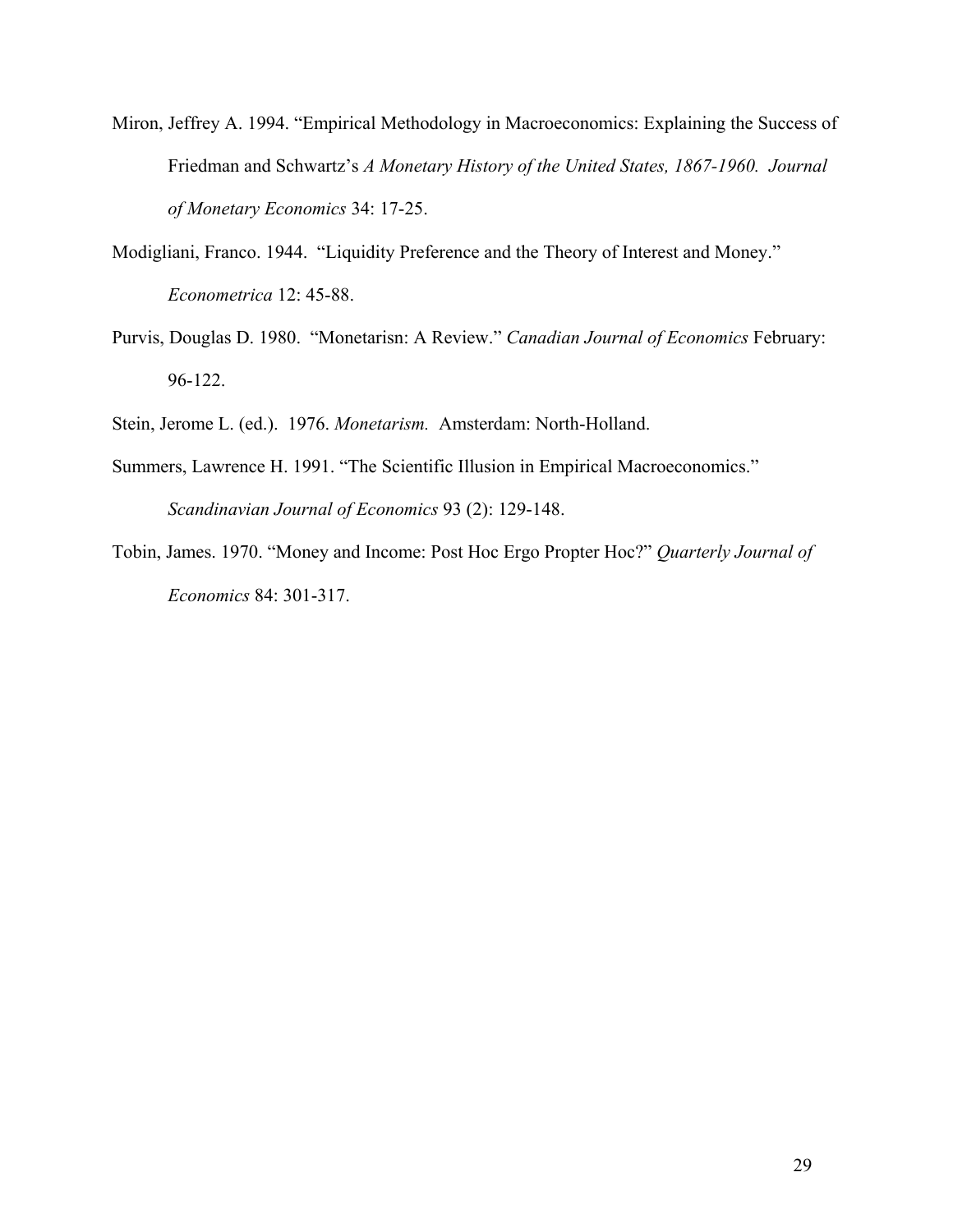Miron, Jeffrey A. 1994. "Empirical Methodology in Macroeconomics: Explaining the Success of Friedman and Schwartz's *A Monetary History of the United States, 1867-1960. Journal of Monetary Economics* 34: 17-25.

Modigliani, Franco. 1944. "Liquidity Preference and the Theory of Interest and Money." *Econometrica* 12: 45-88.

Purvis, Douglas D. 1980. "Monetarisn: A Review." *Canadian Journal of Economics* February: 96-122.

Stein, Jerome L. (ed.). 1976. *Monetarism.* Amsterdam: North-Holland.

Summers, Lawrence H. 1991. "The Scientific Illusion in Empirical Macroeconomics." *Scandinavian Journal of Economics* 93 (2): 129-148.

Tobin, James. 1970. "Money and Income: Post Hoc Ergo Propter Hoc?" *Quarterly Journal of Economics* 84: 301-317.